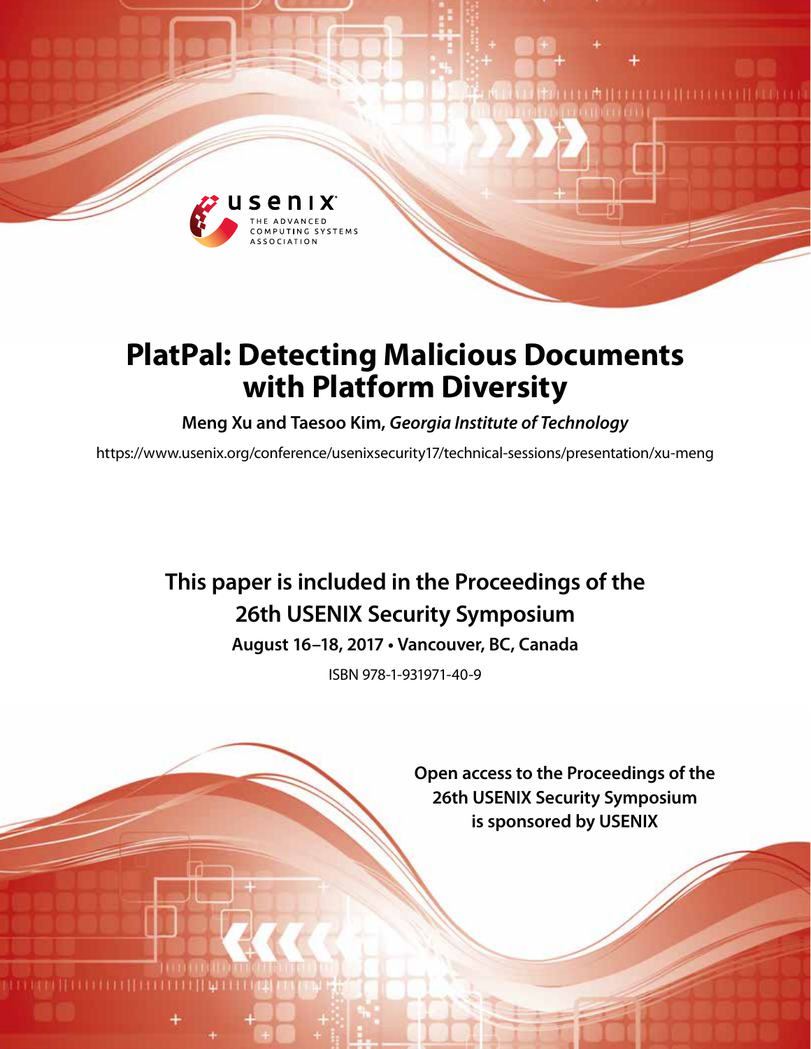# PlatPal: Detecting Malicious Documents with Platform Diversity

**Meng Xu and Taesoo Kim,** ***Georgia Institute of Technology***

https://www.usenix.org/conference/usenixsecurity17/technical-sessions/presentation/xu-meng

**This paper is included in the Proceedings of the 26th USENIX Security Symposium**

**August 16–18, 2017 • Vancouver, BC, Canada**

ISBN 978-1-931971-40-9

**Open access to the Proceedings of the 26th USENIX Security Symposium is sponsored by USENIX**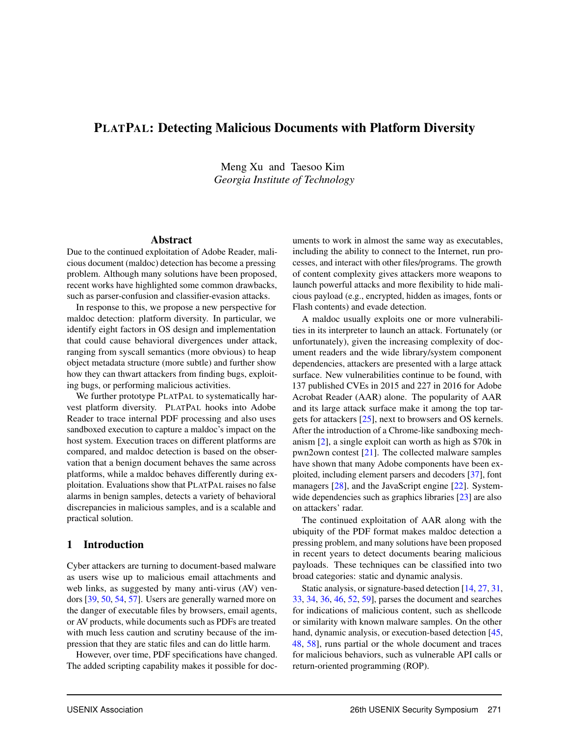# PlatPal: Detecting Malicious Documents with Platform Diversity

Meng Xu and Taesoo Kim
*Georgia Institute of Technology*

## Abstract

Due to the continued exploitation of Adobe Reader, malicious document (maldoc) detection has become a pressing problem. Although many solutions have been proposed, recent works have highlighted some common drawbacks, such as parser-confusion and classifier-evasion attacks.

In response to this, we propose a new perspective for maldoc detection: platform diversity. In particular, we identify eight factors in OS design and implementation that could cause behavioral divergences under attack, ranging from syscall semantics (more obvious) to heap object metadata structure (more subtle) and further show how they can thwart attackers from finding bugs, exploiting bugs, or performing malicious activities.

We further prototype PlatPal to systematically harvest platform diversity. PlatPal hooks into Adobe Reader to trace internal PDF processing and also uses sandboxed execution to capture a maldoc's impact on the host system. Execution traces on different platforms are compared, and maldoc detection is based on the observation that a benign document behaves the same across platforms, while a maldoc behaves differently during exploitation. Evaluations show that PlatPal raises no false alarms in benign samples, detects a variety of behavioral discrepancies in malicious samples, and is a scalable and practical solution.

## 1 Introduction

Cyber attackers are turning to document-based malware as users wise up to malicious email attachments and web links, as suggested by many anti-virus (AV) vendors [39, 50, 54, 57]. Users are generally warned more on the danger of executable files by browsers, email agents, or AV products, while documents such as PDFs are treated with much less caution and scrutiny because of the impression that they are static files and can do little harm.

However, over time, PDF specifications have changed. The added scripting capability makes it possible for documents to work in almost the same way as executables, including the ability to connect to the Internet, run processes, and interact with other files/programs. The growth of content complexity gives attackers more weapons to launch powerful attacks and more flexibility to hide malicious payload (e.g., encrypted, hidden as images, fonts or Flash contents) and evade detection.

A maldoc usually exploits one or more vulnerabilities in its interpreter to launch an attack. Fortunately (or unfortunately), given the increasing complexity of document readers and the wide library/system component dependencies, attackers are presented with a large attack surface. New vulnerabilities continue to be found, with 137 published CVEs in 2015 and 227 in 2016 for Adobe Acrobat Reader (AAR) alone. The popularity of AAR and its large attack surface make it among the top targets for attackers [25], next to browsers and OS kernels. After the introduction of a Chrome-like sandboxing mechanism [2], a single exploit can worth as high as $70k in pwn2own contest [21]. The collected malware samples have shown that many Adobe components have been exploited, including element parsers and decoders [37], font managers [28], and the JavaScript engine [22]. System-wide dependencies such as graphics libraries [23] are also on attackers' radar.

The continued exploitation of AAR along with the ubiquity of the PDF format makes maldoc detection a pressing problem, and many solutions have been proposed in recent years to detect documents bearing malicious payloads. These techniques can be classified into two broad categories: static and dynamic analysis.

Static analysis, or signature-based detection [14, 27, 31, 33, 34, 36, 46, 52, 59], parses the document and searches for indications of malicious content, such as shellcode or similarity with known malware samples. On the other hand, dynamic analysis, or execution-based detection [45, 48, 58], runs partial or the whole document and traces for malicious behaviors, such as vulnerable API calls or return-oriented programming (ROP).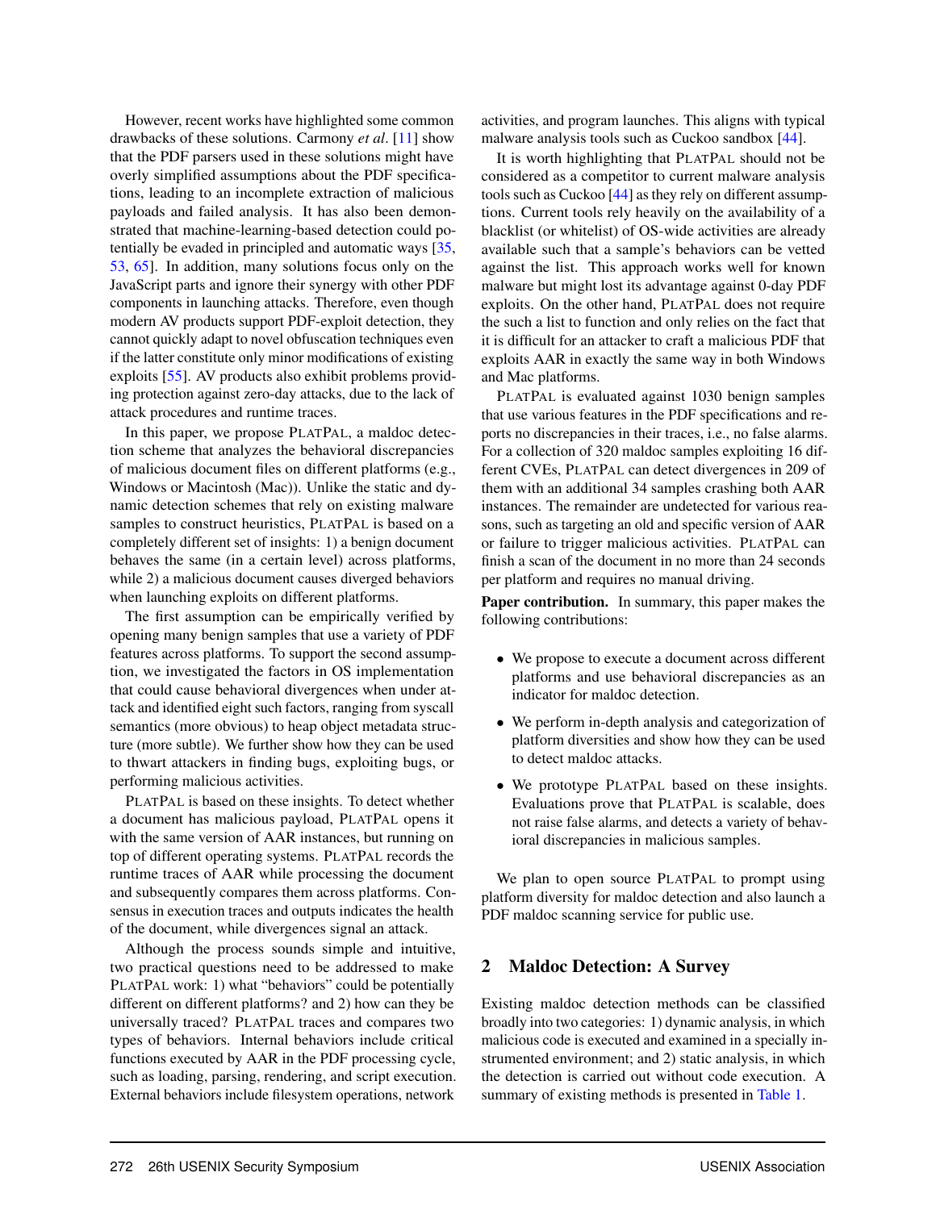However, recent works have highlighted some common drawbacks of these solutions. Carmony *et al*. [11] show that the PDF parsers used in these solutions might have overly simplified assumptions about the PDF specifications, leading to an incomplete extraction of malicious payloads and failed analysis. It has also been demonstrated that machine-learning-based detection could potentially be evaded in principled and automatic ways [35, 53, 65]. In addition, many solutions focus only on the JavaScript parts and ignore their synergy with other PDF components in launching attacks. Therefore, even though modern AV products support PDF-exploit detection, they cannot quickly adapt to novel obfuscation techniques even if the latter constitute only minor modifications of existing exploits [55]. AV products also exhibit problems providing protection against zero-day attacks, due to the lack of attack procedures and runtime traces.

In this paper, we propose PLATPAL, a maldoc detection scheme that analyzes the behavioral discrepancies of malicious document files on different platforms (e.g., Windows or Macintosh (Mac)). Unlike the static and dynamic detection schemes that rely on existing malware samples to construct heuristics, PLATPAL is based on a completely different set of insights: 1) a benign document behaves the same (in a certain level) across platforms, while 2) a malicious document causes diverged behaviors when launching exploits on different platforms.

The first assumption can be empirically verified by opening many benign samples that use a variety of PDF features across platforms. To support the second assumption, we investigated the factors in OS implementation that could cause behavioral divergences when under attack and identified eight such factors, ranging from syscall semantics (more obvious) to heap object metadata structure (more subtle). We further show how they can be used to thwart attackers in finding bugs, exploiting bugs, or performing malicious activities.

PLATPAL is based on these insights. To detect whether a document has malicious payload, PLATPAL opens it with the same version of AAR instances, but running on top of different operating systems. PLATPAL records the runtime traces of AAR while processing the document and subsequently compares them across platforms. Consensus in execution traces and outputs indicates the health of the document, while divergences signal an attack.

Although the process sounds simple and intuitive, two practical questions need to be addressed to make PLATPAL work: 1) what "behaviors" could be potentially different on different platforms? and 2) how can they be universally traced? PLATPAL traces and compares two types of behaviors. Internal behaviors include critical functions executed by AAR in the PDF processing cycle, such as loading, parsing, rendering, and script execution. External behaviors include filesystem operations, network activities, and program launches. This aligns with typical malware analysis tools such as Cuckoo sandbox [44].

It is worth highlighting that PLATPAL should not be considered as a competitor to current malware analysis tools such as Cuckoo [44] as they rely on different assumptions. Current tools rely heavily on the availability of a blacklist (or whitelist) of OS-wide activities are already available such that a sample's behaviors can be vetted against the list. This approach works well for known malware but might lost its advantage against 0-day PDF exploits. On the other hand, PLATPAL does not require the such a list to function and only relies on the fact that it is difficult for an attacker to craft a malicious PDF that exploits AAR in exactly the same way in both Windows and Mac platforms.

PLATPAL is evaluated against 1030 benign samples that use various features in the PDF specifications and reports no discrepancies in their traces, i.e., no false alarms. For a collection of 320 maldoc samples exploiting 16 different CVEs, PLATPAL can detect divergences in 209 of them with an additional 34 samples crashing both AAR instances. The remainder are undetected for various reasons, such as targeting an old and specific version of AAR or failure to trigger malicious activities. PLATPAL can finish a scan of the document in no more than 24 seconds per platform and requires no manual driving.

**Paper contribution.** In summary, this paper makes the following contributions:

- We propose to execute a document across different platforms and use behavioral discrepancies as an indicator for maldoc detection.
- We perform in-depth analysis and categorization of platform diversities and show how they can be used to detect maldoc attacks.
- We prototype PLATPAL based on these insights. Evaluations prove that PLATPAL is scalable, does not raise false alarms, and detects a variety of behavioral discrepancies in malicious samples.

We plan to open source PLATPAL to prompt using platform diversity for maldoc detection and also launch a PDF maldoc scanning service for public use.

## 2 Maldoc Detection: A Survey

Existing maldoc detection methods can be classified broadly into two categories: 1) dynamic analysis, in which malicious code is executed and examined in a specially instrumented environment; and 2) static analysis, in which the detection is carried out without code execution. A summary of existing methods is presented in Table 1.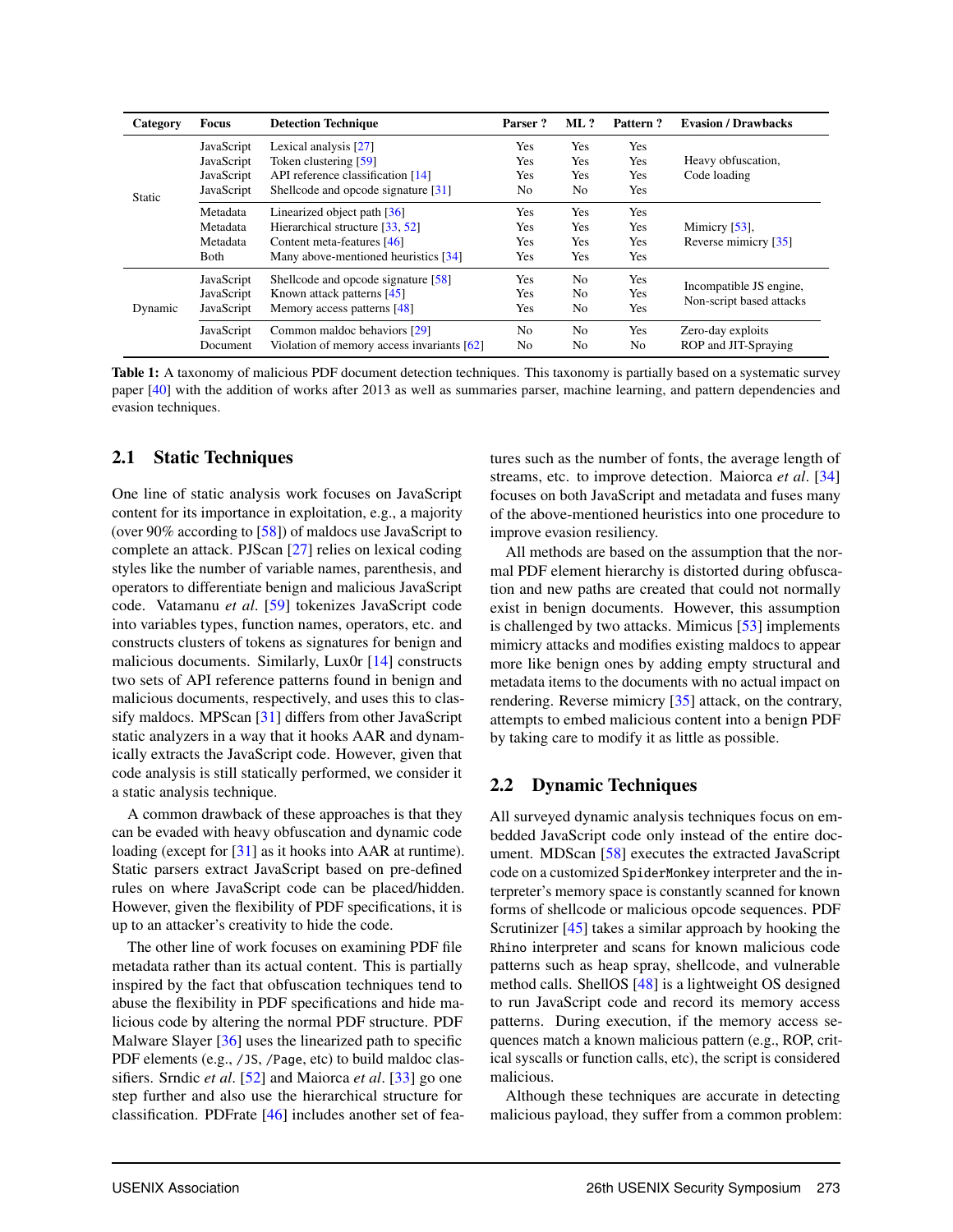| Category | Focus | Detection Technique | Parser ? | ML ? | Pattern ? | Evasion / Drawbacks |
|---|---|---|---|---|---|---|
| Static | JavaScript | Lexical analysis [27] | Yes | Yes | Yes | Heavy obfuscation, Code loading |
| | JavaScript | Token clustering [59] | Yes | Yes | Yes | |
| | JavaScript | API reference classification [14] | Yes | Yes | Yes | |
| | JavaScript | Shellcode and opcode signature [31] | No | No | Yes | |
| | Metadata | Linearized object path [36] | Yes | Yes | Yes | Mimicry [53], Reverse mimicry [35] |
| | Metadata | Hierarchical structure [33, 52] | Yes | Yes | Yes | |
| | Metadata | Content meta-features [46] | Yes | Yes | Yes | |
| | Both | Many above-mentioned heuristics [34] | Yes | Yes | Yes | |
| Dynamic | JavaScript | Shellcode and opcode signature [58] | Yes | No | Yes | Incompatible JS engine, Non-script based attacks |
| | JavaScript | Known attack patterns [45] | Yes | No | Yes | |
| | JavaScript | Memory access patterns [48] | Yes | No | Yes | |
| | JavaScript | Common maldoc behaviors [29] | No | No | Yes | Zero-day exploits |
| | Document | Violation of memory access invariants [62] | No | No | No | ROP and JIT-Spraying |

**Table 1:** A taxonomy of malicious PDF document detection techniques. This taxonomy is partially based on a systematic survey paper [40] with the addition of works after 2013 as well as summaries parser, machine learning, and pattern dependencies and evasion techniques.

## 2.1 Static Techniques

One line of static analysis work focuses on JavaScript content for its importance in exploitation, e.g., a majority (over 90% according to [58]) of maldocs use JavaScript to complete an attack. PJScan [27] relies on lexical coding styles like the number of variable names, parenthesis, and operators to differentiate benign and malicious JavaScript code. Vatamanu *et al*. [59] tokenizes JavaScript code into variables types, function names, operators, etc. and constructs clusters of tokens as signatures for benign and malicious documents. Similarly, Lux0r [14] constructs two sets of API reference patterns found in benign and malicious documents, respectively, and uses this to classify maldocs. MPScan [31] differs from other JavaScript static analyzers in a way that it hooks AAR and dynamically extracts the JavaScript code. However, given that code analysis is still statically performed, we consider it a static analysis technique.

A common drawback of these approaches is that they can be evaded with heavy obfuscation and dynamic code loading (except for [31] as it hooks into AAR at runtime). Static parsers extract JavaScript based on pre-defined rules on where JavaScript code can be placed/hidden. However, given the flexibility of PDF specifications, it is up to an attacker's creativity to hide the code.

The other line of work focuses on examining PDF file metadata rather than its actual content. This is partially inspired by the fact that obfuscation techniques tend to abuse the flexibility in PDF specifications and hide malicious code by altering the normal PDF structure. PDF Malware Slayer [36] uses the linearized path to specific PDF elements (e.g., `/JS`, `/Page`, etc) to build maldoc classifiers. Srndic *et al*. [52] and Maiorca *et al*. [33] go one step further and also use the hierarchical structure for classification. PDFrate [46] includes another set of features such as the number of fonts, the average length of streams, etc. to improve detection. Maiorca *et al*. [34] focuses on both JavaScript and metadata and fuses many of the above-mentioned heuristics into one procedure to improve evasion resiliency.

All methods are based on the assumption that the normal PDF element hierarchy is distorted during obfuscation and new paths are created that could not normally exist in benign documents. However, this assumption is challenged by two attacks. Mimicus [53] implements mimicry attacks and modifies existing maldocs to appear more like benign ones by adding empty structural and metadata items to the documents with no actual impact on rendering. Reverse mimicry [35] attack, on the contrary, attempts to embed malicious content into a benign PDF by taking care to modify it as little as possible.

## 2.2 Dynamic Techniques

All surveyed dynamic analysis techniques focus on embedded JavaScript code only instead of the entire document. MDScan [58] executes the extracted JavaScript code on a customized `SpiderMonkey` interpreter and the interpreter's memory space is constantly scanned for known forms of shellcode or malicious opcode sequences. PDF Scrutinizer [45] takes a similar approach by hooking the `Rhino` interpreter and scans for known malicious code patterns such as heap spray, shellcode, and vulnerable method calls. ShellOS [48] is a lightweight OS designed to run JavaScript code and record its memory access patterns. During execution, if the memory access sequences match a known malicious pattern (e.g., ROP, critical syscalls or function calls, etc), the script is considered malicious.

Although these techniques are accurate in detecting malicious payload, they suffer from a common problem: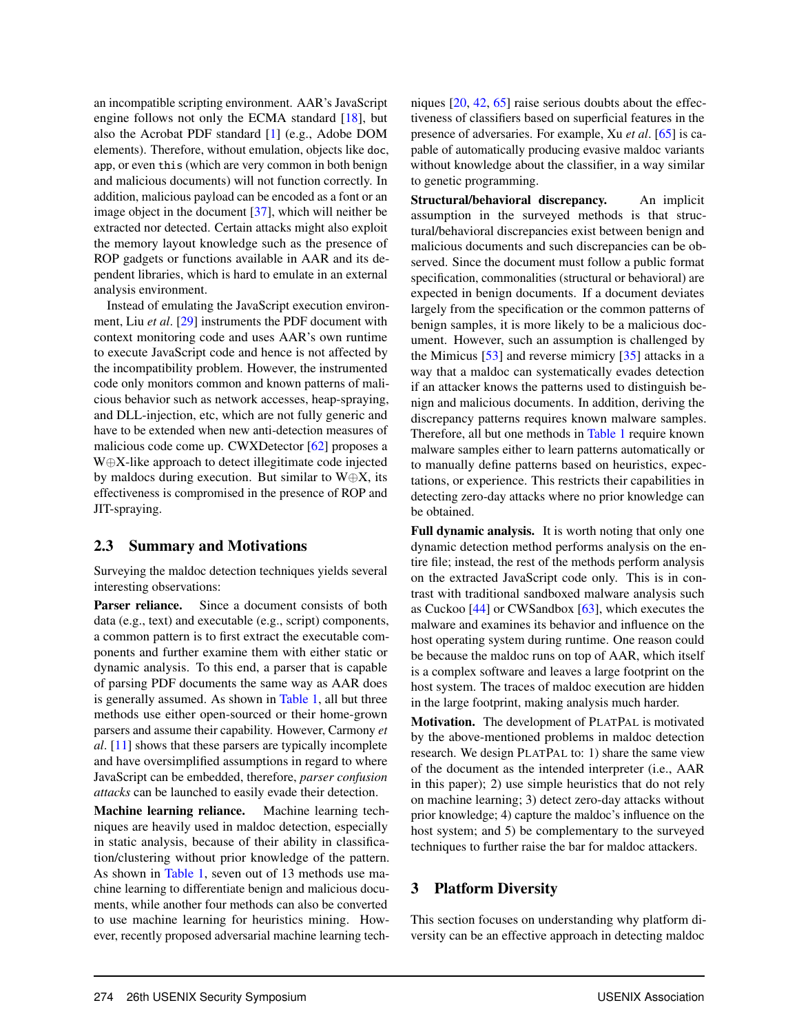an incompatible scripting environment. AAR's JavaScript engine follows not only the ECMA standard [18], but also the Acrobat PDF standard [1] (e.g., Adobe DOM elements). Therefore, without emulation, objects like `doc`, `app`, or even `this` (which are very common in both benign and malicious documents) will not function correctly. In addition, malicious payload can be encoded as a font or an image object in the document [37], which will neither be extracted nor detected. Certain attacks might also exploit the memory layout knowledge such as the presence of ROP gadgets or functions available in AAR and its dependent libraries, which is hard to emulate in an external analysis environment.

Instead of emulating the JavaScript execution environment, Liu *et al*. [29] instruments the PDF document with context monitoring code and uses AAR's own runtime to execute JavaScript code and hence is not affected by the incompatibility problem. However, the instrumented code only monitors common and known patterns of malicious behavior such as network accesses, heap-spraying, and DLL-injection, etc, which are not fully generic and have to be extended when new anti-detection measures of malicious code come up. CWXDetector [62] proposes a W⊕X-like approach to detect illegitimate code injected by maldocs during execution. But similar to W⊕X, its effectiveness is compromised in the presence of ROP and JIT-spraying.

## 2.3 Summary and Motivations

Surveying the maldoc detection techniques yields several interesting observations:

**Parser reliance.** Since a document consists of both data (e.g., text) and executable (e.g., script) components, a common pattern is to first extract the executable components and further examine them with either static or dynamic analysis. To this end, a parser that is capable of parsing PDF documents the same way as AAR does is generally assumed. As shown in Table 1, all but three methods use either open-sourced or their home-grown parsers and assume their capability. However, Carmony *et al*. [11] shows that these parsers are typically incomplete and have oversimplified assumptions in regard to where JavaScript can be embedded, therefore, *parser confusion attacks* can be launched to easily evade their detection.

**Machine learning reliance.** Machine learning techniques are heavily used in maldoc detection, especially in static analysis, because of their ability in classification/clustering without prior knowledge of the pattern. As shown in Table 1, seven out of 13 methods use machine learning to differentiate benign and malicious documents, while another four methods can also be converted to use machine learning for heuristics mining. However, recently proposed adversarial machine learning techniques [20, 42, 65] raise serious doubts about the effectiveness of classifiers based on superficial features in the presence of adversaries. For example, Xu *et al*. [65] is capable of automatically producing evasive maldoc variants without knowledge about the classifier, in a way similar to genetic programming.

**Structural/behavioral discrepancy.** An implicit assumption in the surveyed methods is that structural/behavioral discrepancies exist between benign and malicious documents and such discrepancies can be observed. Since the document must follow a public format specification, commonalities (structural or behavioral) are expected in benign documents. If a document deviates largely from the specification or the common patterns of benign samples, it is more likely to be a malicious document. However, such an assumption is challenged by the Mimicus [53] and reverse mimicry [35] attacks in a way that a maldoc can systematically evades detection if an attacker knows the patterns used to distinguish benign and malicious documents. In addition, deriving the discrepancy patterns requires known malware samples. Therefore, all but one methods in Table 1 require known malware samples either to learn patterns automatically or to manually define patterns based on heuristics, expectations, or experience. This restricts their capabilities in detecting zero-day attacks where no prior knowledge can be obtained.

**Full dynamic analysis.** It is worth noting that only one dynamic detection method performs analysis on the entire file; instead, the rest of the methods perform analysis on the extracted JavaScript code only. This is in contrast with traditional sandboxed malware analysis such as Cuckoo [44] or CWSandbox [63], which executes the malware and examines its behavior and influence on the host operating system during runtime. One reason could be because the maldoc runs on top of AAR, which itself is a complex software and leaves a large footprint on the host system. The traces of maldoc execution are hidden in the large footprint, making analysis much harder.

**Motivation.** The development of PlatPal is motivated by the above-mentioned problems in maldoc detection research. We design PlatPal to: 1) share the same view of the document as the intended interpreter (i.e., AAR in this paper); 2) use simple heuristics that do not rely on machine learning; 3) detect zero-day attacks without prior knowledge; 4) capture the maldoc's influence on the host system; and 5) be complementary to the surveyed techniques to further raise the bar for maldoc attackers.

# 3 Platform Diversity

This section focuses on understanding why platform diversity can be an effective approach in detecting maldoc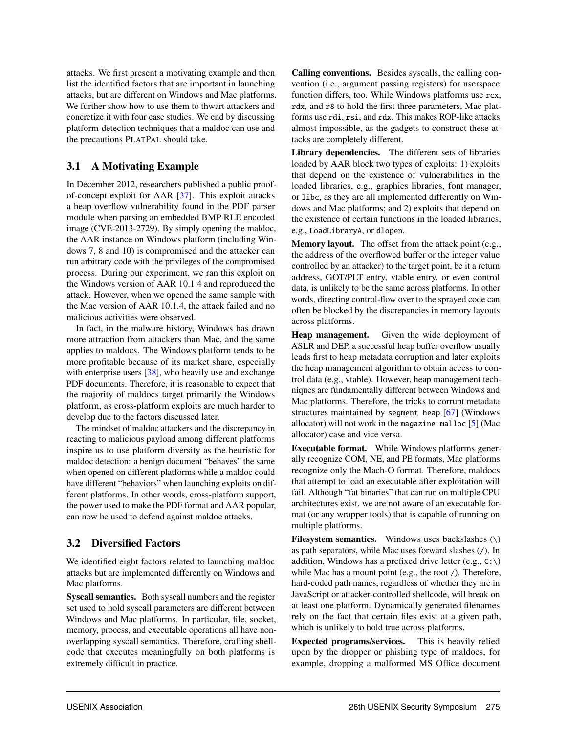attacks. We first present a motivating example and then list the identified factors that are important in launching attacks, but are different on Windows and Mac platforms. We further show how to use them to thwart attackers and concretize it with four case studies. We end by discussing platform-detection techniques that a maldoc can use and the precautions PLATPAL should take.

## 3.1 A Motivating Example

In December 2012, researchers published a public proof-of-concept exploit for AAR [37]. This exploit attacks a heap overflow vulnerability found in the PDF parser module when parsing an embedded BMP RLE encoded image (CVE-2013-2729). By simply opening the maldoc, the AAR instance on Windows platform (including Windows 7, 8 and 10) is compromised and the attacker can run arbitrary code with the privileges of the compromised process. During our experiment, we ran this exploit on the Windows version of AAR 10.1.4 and reproduced the attack. However, when we opened the same sample with the Mac version of AAR 10.1.4, the attack failed and no malicious activities were observed.

In fact, in the malware history, Windows has drawn more attraction from attackers than Mac, and the same applies to maldocs. The Windows platform tends to be more profitable because of its market share, especially with enterprise users [38], who heavily use and exchange PDF documents. Therefore, it is reasonable to expect that the majority of maldocs target primarily the Windows platform, as cross-platform exploits are much harder to develop due to the factors discussed later.

The mindset of maldoc attackers and the discrepancy in reacting to malicious payload among different platforms inspire us to use platform diversity as the heuristic for maldoc detection: a benign document "behaves" the same when opened on different platforms while a maldoc could have different "behaviors" when launching exploits on different platforms. In other words, cross-platform support, the power used to make the PDF format and AAR popular, can now be used to defend against maldoc attacks.

## 3.2 Diversified Factors

We identified eight factors related to launching maldoc attacks but are implemented differently on Windows and Mac platforms.

**Syscall semantics.** Both syscall numbers and the register set used to hold syscall parameters are different between Windows and Mac platforms. In particular, file, socket, memory, process, and executable operations all have non-overlapping syscall semantics. Therefore, crafting shellcode that executes meaningfully on both platforms is extremely difficult in practice.

**Calling conventions.** Besides syscalls, the calling convention (i.e., argument passing registers) for userspace function differs, too. While Windows platforms use `rcx`, `rdx`, and `r8` to hold the first three parameters, Mac platforms use `rdi`, `rsi`, and `rdx`. This makes ROP-like attacks almost impossible, as the gadgets to construct these attacks are completely different.

**Library dependencies.** The different sets of libraries loaded by AAR block two types of exploits: 1) exploits that depend on the existence of vulnerabilities in the loaded libraries, e.g., graphics libraries, font manager, or `libc`, as they are all implemented differently on Windows and Mac platforms; and 2) exploits that depend on the existence of certain functions in the loaded libraries, e.g., `LoadLibraryA`, or `dlopen`.

**Memory layout.** The offset from the attack point (e.g., the address of the overflowed buffer or the integer value controlled by an attacker) to the target point, be it a return address, GOT/PLT entry, vtable entry, or even control data, is unlikely to be the same across platforms. In other words, directing control-flow over to the sprayed code can often be blocked by the discrepancies in memory layouts across platforms.

**Heap management.** Given the wide deployment of ASLR and DEP, a successful heap buffer overflow usually leads first to heap metadata corruption and later exploits the heap management algorithm to obtain access to control data (e.g., vtable). However, heap management techniques are fundamentally different between Windows and Mac platforms. Therefore, the tricks to corrupt metadata structures maintained by `segment heap` [67] (Windows allocator) will not work in the `magazine malloc` [5] (Mac allocator) case and vice versa.

**Executable format.** While Windows platforms generally recognize COM, NE, and PE formats, Mac platforms recognize only the Mach-O format. Therefore, maldocs that attempt to load an executable after exploitation will fail. Although "fat binaries" that can run on multiple CPU architectures exist, we are not aware of an executable format (or any wrapper tools) that is capable of running on multiple platforms.

**Filesystem semantics.** Windows uses backslashes (`\`) as path separators, while Mac uses forward slashes (`/`). In addition, Windows has a prefixed drive letter (e.g., `C:\`) while Mac has a mount point (e.g., the root `/`). Therefore, hard-coded path names, regardless of whether they are in JavaScript or attacker-controlled shellcode, will break on at least one platform. Dynamically generated filenames rely on the fact that certain files exist at a given path, which is unlikely to hold true across platforms.

**Expected programs/services.** This is heavily relied upon by the dropper or phishing type of maldocs, for example, dropping a malformed MS Office document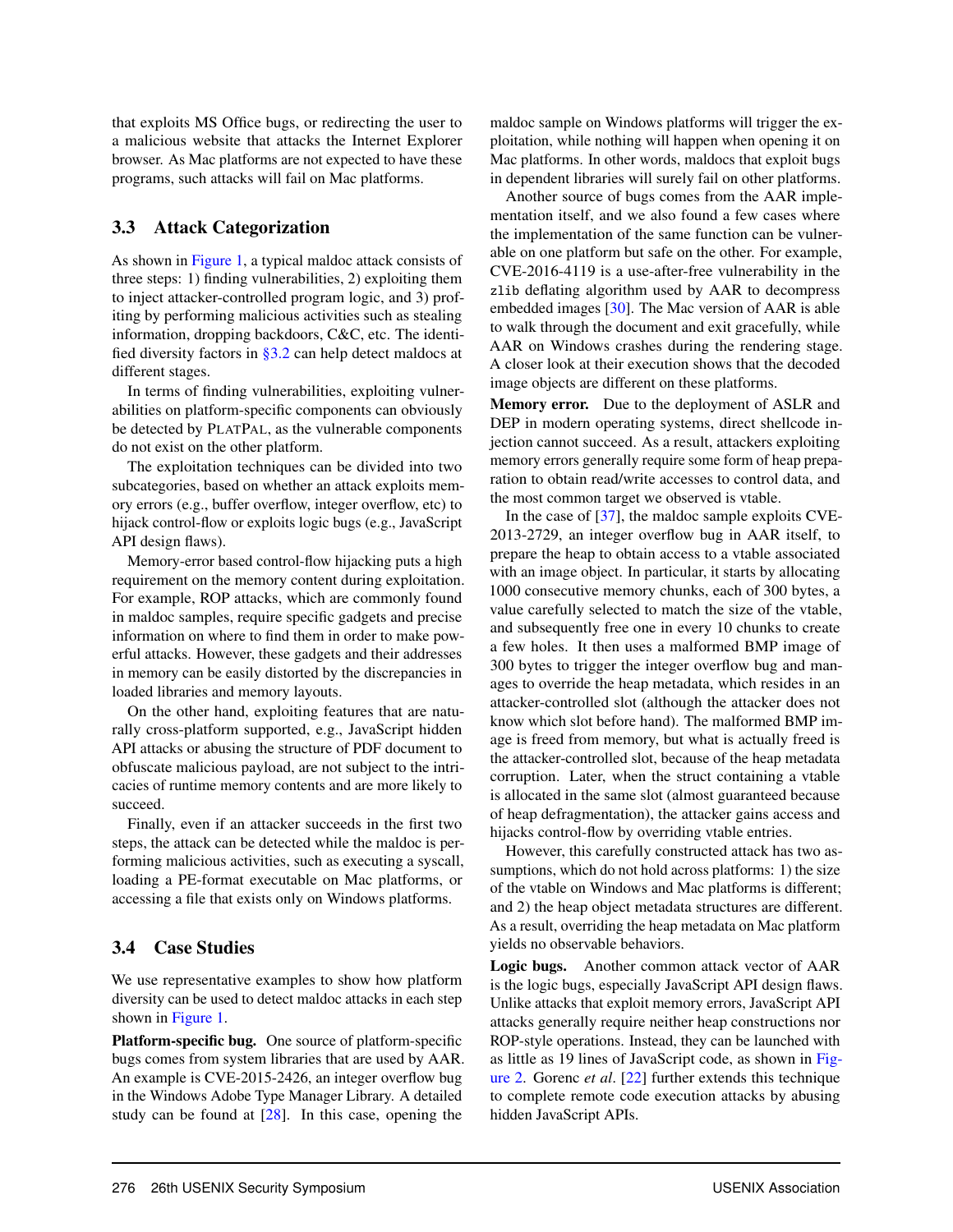that exploits MS Office bugs, or redirecting the user to a malicious website that attacks the Internet Explorer browser. As Mac platforms are not expected to have these programs, such attacks will fail on Mac platforms.

## 3.3 Attack Categorization

As shown in Figure 1, a typical maldoc attack consists of three steps: 1) finding vulnerabilities, 2) exploiting them to inject attacker-controlled program logic, and 3) profiting by performing malicious activities such as stealing information, dropping backdoors, C&C, etc. The identified diversity factors in §3.2 can help detect maldocs at different stages.

In terms of finding vulnerabilities, exploiting vulnerabilities on platform-specific components can obviously be detected by PLATPAL, as the vulnerable components do not exist on the other platform.

The exploitation techniques can be divided into two subcategories, based on whether an attack exploits memory errors (e.g., buffer overflow, integer overflow, etc) to hijack control-flow or exploits logic bugs (e.g., JavaScript API design flaws).

Memory-error based control-flow hijacking puts a high requirement on the memory content during exploitation. For example, ROP attacks, which are commonly found in maldoc samples, require specific gadgets and precise information on where to find them in order to make powerful attacks. However, these gadgets and their addresses in memory can be easily distorted by the discrepancies in loaded libraries and memory layouts.

On the other hand, exploiting features that are naturally cross-platform supported, e.g., JavaScript hidden API attacks or abusing the structure of PDF document to obfuscate malicious payload, are not subject to the intricacies of runtime memory contents and are more likely to succeed.

Finally, even if an attacker succeeds in the first two steps, the attack can be detected while the maldoc is performing malicious activities, such as executing a syscall, loading a PE-format executable on Mac platforms, or accessing a file that exists only on Windows platforms.

## 3.4 Case Studies

We use representative examples to show how platform diversity can be used to detect maldoc attacks in each step shown in Figure 1.

**Platform-specific bug.** One source of platform-specific bugs comes from system libraries that are used by AAR. An example is CVE-2015-2426, an integer overflow bug in the Windows Adobe Type Manager Library. A detailed study can be found at [28]. In this case, opening the maldoc sample on Windows platforms will trigger the exploitation, while nothing will happen when opening it on Mac platforms. In other words, maldocs that exploit bugs in dependent libraries will surely fail on other platforms.

Another source of bugs comes from the AAR implementation itself, and we also found a few cases where the implementation of the same function can be vulnerable on one platform but safe on the other. For example, CVE-2016-4119 is a use-after-free vulnerability in the `zlib` deflating algorithm used by AAR to decompress embedded images [30]. The Mac version of AAR is able to walk through the document and exit gracefully, while AAR on Windows crashes during the rendering stage. A closer look at their execution shows that the decoded image objects are different on these platforms.

**Memory error.** Due to the deployment of ASLR and DEP in modern operating systems, direct shellcode injection cannot succeed. As a result, attackers exploiting memory errors generally require some form of heap preparation to obtain read/write accesses to control data, and the most common target we observed is vtable.

In the case of [37], the maldoc sample exploits CVE-2013-2729, an integer overflow bug in AAR itself, to prepare the heap to obtain access to a vtable associated with an image object. In particular, it starts by allocating 1000 consecutive memory chunks, each of 300 bytes, a value carefully selected to match the size of the vtable, and subsequently free one in every 10 chunks to create a few holes. It then uses a malformed BMP image of 300 bytes to trigger the integer overflow bug and manages to override the heap metadata, which resides in an attacker-controlled slot (although the attacker does not know which slot before hand). The malformed BMP image is freed from memory, but what is actually freed is the attacker-controlled slot, because of the heap metadata corruption. Later, when the struct containing a vtable is allocated in the same slot (almost guaranteed because of heap defragmentation), the attacker gains access and hijacks control-flow by overriding vtable entries.

However, this carefully constructed attack has two assumptions, which do not hold across platforms: 1) the size of the vtable on Windows and Mac platforms is different; and 2) the heap object metadata structures are different. As a result, overriding the heap metadata on Mac platform yields no observable behaviors.

**Logic bugs.** Another common attack vector of AAR is the logic bugs, especially JavaScript API design flaws. Unlike attacks that exploit memory errors, JavaScript API attacks generally require neither heap constructions nor ROP-style operations. Instead, they can be launched with as little as 19 lines of JavaScript code, as shown in Figure 2. Gorenc *et al*. [22] further extends this technique to complete remote code execution attacks by abusing hidden JavaScript APIs.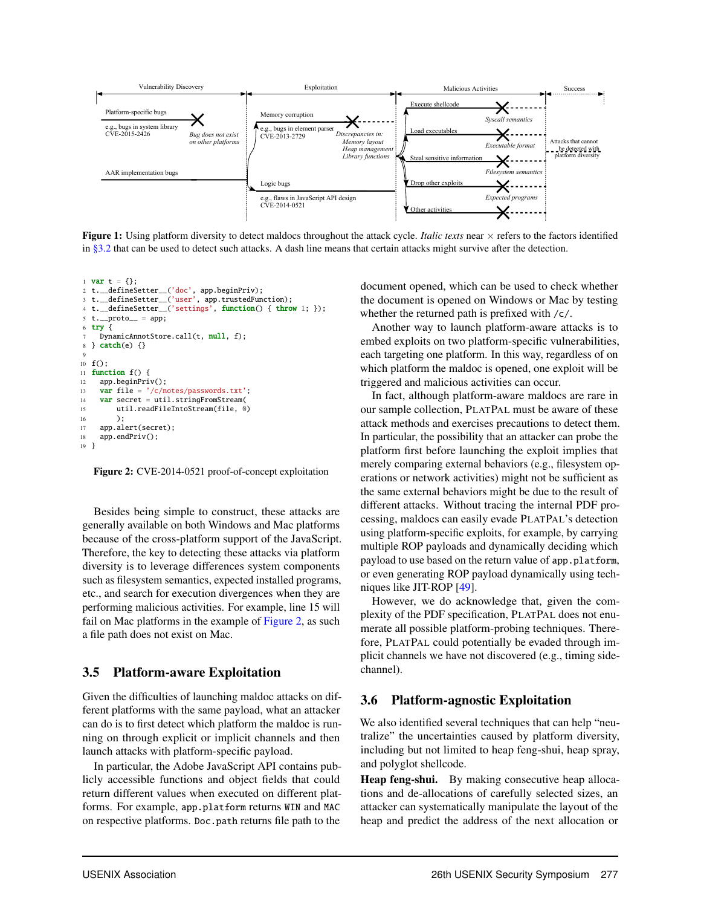| Vulnerability Discovery | | Exploitation | | Malicious Activities | | Success |
|---|---|---|---|---|---|---|
| Platform-specific bugs | Bug does not exist on other platforms | Memory corruption | Discrepancies in: Memory layout, Heap management, Library functions | Execute shellcode | Syscall semantics | Attacks that cannot be detected with platform diversity |
| e.g., bugs in system library CVE-2015-2426 | | e.g., bugs in element parser CVE-2013-2729 | | Load executables | Executable format | |
| AAR implementation bugs | | Logic bugs | | Steal sensitive information | Filesystem semantics | |
| | | e.g., flaws in JavaScript API design CVE-2014-0521 | | Drop other exploits | Expected programs | |
| | | | | Other activities | | |

**Figure 1:** Using platform diversity to detect maldocs throughout the attack cycle. *Italic texts* near × refers to the factors identified in §3.2 that can be used to detect such attacks. A dash line means that certain attacks might survive after the detection.

```
1  var t = {};
2  t.__defineSetter__('doc', app.beginPriv);
3  t.__defineSetter__('user', app.trustedFunction);
4  t.__defineSetter__('settings', function() { throw 1; });
5  t.__proto__ = app;
6  try {
7    DynamicAnnotStore.call(t, null, f);
8  } catch(e) {}
9
10 f();
11 function f() {
12   app.beginPriv();
13   var file = '/c/notes/passwords.txt';
14   var secret = util.stringFromStream(
15       util.readFileIntoStream(file, 0)
16       );
17   app.alert(secret);
18   app.endPriv();
19 }
```

**Figure 2:** CVE-2014-0521 proof-of-concept exploitation

Besides being simple to construct, these attacks are generally available on both Windows and Mac platforms because of the cross-platform support of the JavaScript. Therefore, the key to detecting these attacks via platform diversity is to leverage differences system components such as filesystem semantics, expected installed programs, etc., and search for execution divergences when they are performing malicious activities. For example, line 15 will fail on Mac platforms in the example of Figure 2, as such a file path does not exist on Mac.

## 3.5 Platform-aware Exploitation

Given the difficulties of launching maldoc attacks on different platforms with the same payload, what an attacker can do is to first detect which platform the maldoc is running on through explicit or implicit channels and then launch attacks with platform-specific payload.

In particular, the Adobe JavaScript API contains publicly accessible functions and object fields that could return different values when executed on different platforms. For example, `app.platform` returns `WIN` and `MAC` on respective platforms. `Doc.path` returns file path to the document opened, which can be used to check whether the document is opened on Windows or Mac by testing whether the returned path is prefixed with `/c/`.

Another way to launch platform-aware attacks is to embed exploits on two platform-specific vulnerabilities, each targeting one platform. In this way, regardless of on which platform the maldoc is opened, one exploit will be triggered and malicious activities can occur.

In fact, although platform-aware maldocs are rare in our sample collection, PLATPAL must be aware of these attack methods and exercises precautions to detect them. In particular, the possibility that an attacker can probe the platform first before launching the exploit implies that merely comparing external behaviors (e.g., filesystem operations or network activities) might not be sufficient as the same external behaviors might be due to the result of different attacks. Without tracing the internal PDF processing, maldocs can easily evade PLATPAL's detection using platform-specific exploits, for example, by carrying multiple ROP payloads and dynamically deciding which payload to use based on the return value of `app.platform`, or even generating ROP payload dynamically using techniques like JIT-ROP [49].

However, we do acknowledge that, given the complexity of the PDF specification, PLATPAL does not enumerate all possible platform-probing techniques. Therefore, PLATPAL could potentially be evaded through implicit channels we have not discovered (e.g., timing side-channel).

## 3.6 Platform-agnostic Exploitation

We also identified several techniques that can help "neutralize" the uncertainties caused by platform diversity, including but not limited to heap feng-shui, heap spray, and polyglot shellcode.

**Heap feng-shui.** By making consecutive heap allocations and de-allocations of carefully selected sizes, an attacker can systematically manipulate the layout of the heap and predict the address of the next allocation or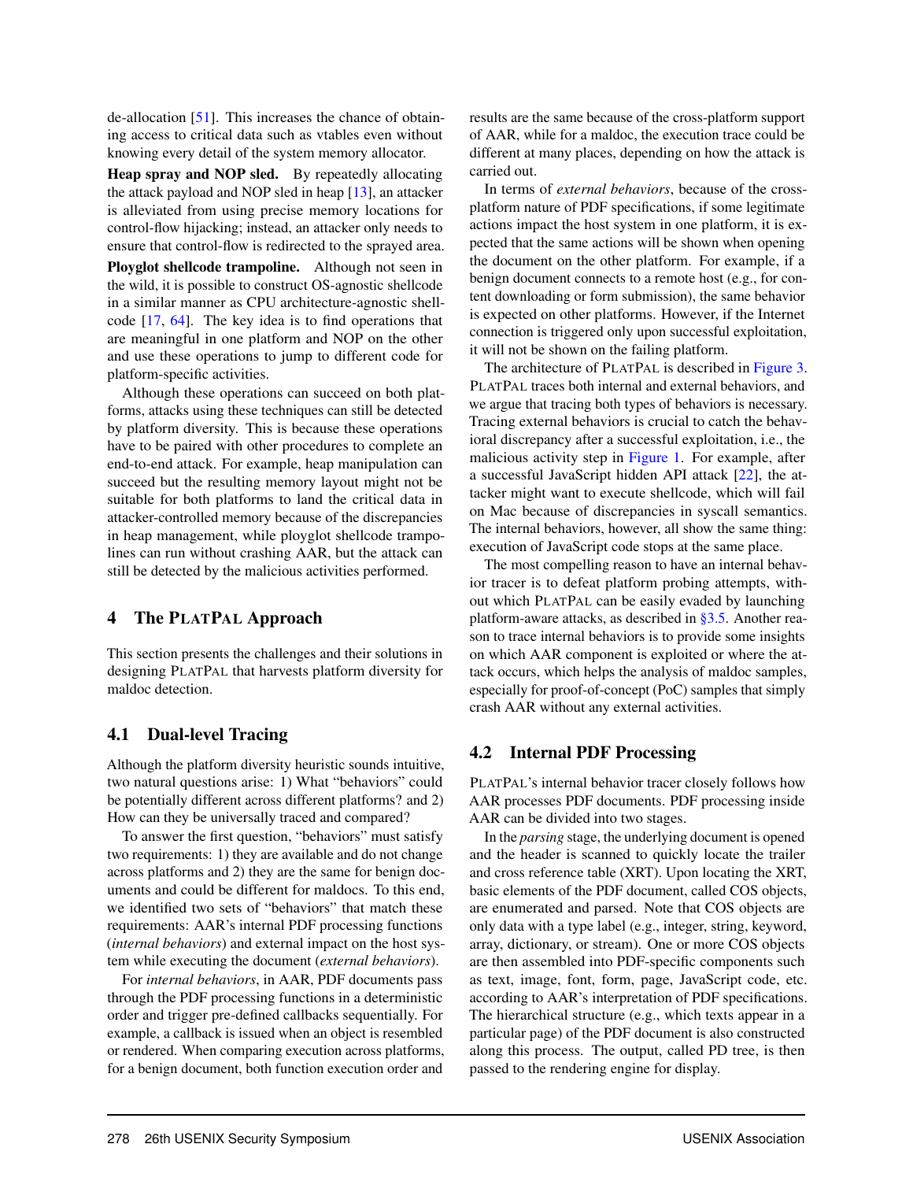de-allocation [51]. This increases the chance of obtaining access to critical data such as vtables even without knowing every detail of the system memory allocator.

**Heap spray and NOP sled.** By repeatedly allocating the attack payload and NOP sled in heap [13], an attacker is alleviated from using precise memory locations for control-flow hijacking; instead, an attacker only needs to ensure that control-flow is redirected to the sprayed area.

**Ployglot shellcode trampoline.** Although not seen in the wild, it is possible to construct OS-agnostic shellcode in a similar manner as CPU architecture-agnostic shellcode [17, 64]. The key idea is to find operations that are meaningful in one platform and NOP on the other and use these operations to jump to different code for platform-specific activities.

Although these operations can succeed on both platforms, attacks using these techniques can still be detected by platform diversity. This is because these operations have to be paired with other procedures to complete an end-to-end attack. For example, heap manipulation can succeed but the resulting memory layout might not be suitable for both platforms to land the critical data in attacker-controlled memory because of the discrepancies in heap management, while ployglot shellcode trampolines can run without crashing AAR, but the attack can still be detected by the malicious activities performed.

## 4 The PLATPAL Approach

This section presents the challenges and their solutions in designing PLATPAL that harvests platform diversity for maldoc detection.

### 4.1 Dual-level Tracing

Although the platform diversity heuristic sounds intuitive, two natural questions arise: 1) What "behaviors" could be potentially different across different platforms? and 2) How can they be universally traced and compared?

To answer the first question, "behaviors" must satisfy two requirements: 1) they are available and do not change across platforms and 2) they are the same for benign documents and could be different for maldocs. To this end, we identified two sets of "behaviors" that match these requirements: AAR's internal PDF processing functions (*internal behaviors*) and external impact on the host system while executing the document (*external behaviors*).

For *internal behaviors*, in AAR, PDF documents pass through the PDF processing functions in a deterministic order and trigger pre-defined callbacks sequentially. For example, a callback is issued when an object is resembled or rendered. When comparing execution across platforms, for a benign document, both function execution order and results are the same because of the cross-platform support of AAR, while for a maldoc, the execution trace could be different at many places, depending on how the attack is carried out.

In terms of *external behaviors*, because of the cross-platform nature of PDF specifications, if some legitimate actions impact the host system in one platform, it is expected that the same actions will be shown when opening the document on the other platform. For example, if a benign document connects to a remote host (e.g., for content downloading or form submission), the same behavior is expected on other platforms. However, if the Internet connection is triggered only upon successful exploitation, it will not be shown on the failing platform.

The architecture of PLATPAL is described in Figure 3. PLATPAL traces both internal and external behaviors, and we argue that tracing both types of behaviors is necessary. Tracing external behaviors is crucial to catch the behavioral discrepancy after a successful exploitation, i.e., the malicious activity step in Figure 1. For example, after a successful JavaScript hidden API attack [22], the attacker might want to execute shellcode, which will fail on Mac because of discrepancies in syscall semantics. The internal behaviors, however, all show the same thing: execution of JavaScript code stops at the same place.

The most compelling reason to have an internal behavior tracer is to defeat platform probing attempts, without which PLATPAL can be easily evaded by launching platform-aware attacks, as described in §3.5. Another reason to trace internal behaviors is to provide some insights on which AAR component is exploited or where the attack occurs, which helps the analysis of maldoc samples, especially for proof-of-concept (PoC) samples that simply crash AAR without any external activities.

### 4.2 Internal PDF Processing

PLATPAL's internal behavior tracer closely follows how AAR processes PDF documents. PDF processing inside AAR can be divided into two stages.

In the *parsing* stage, the underlying document is opened and the header is scanned to quickly locate the trailer and cross reference table (XRT). Upon locating the XRT, basic elements of the PDF document, called COS objects, are enumerated and parsed. Note that COS objects are only data with a type label (e.g., integer, string, keyword, array, dictionary, or stream). One or more COS objects are then assembled into PDF-specific components such as text, image, font, form, page, JavaScript code, etc. according to AAR's interpretation of PDF specifications. The hierarchical structure (e.g., which texts appear in a particular page) of the PDF document is also constructed along this process. The output, called PD tree, is then passed to the rendering engine for display.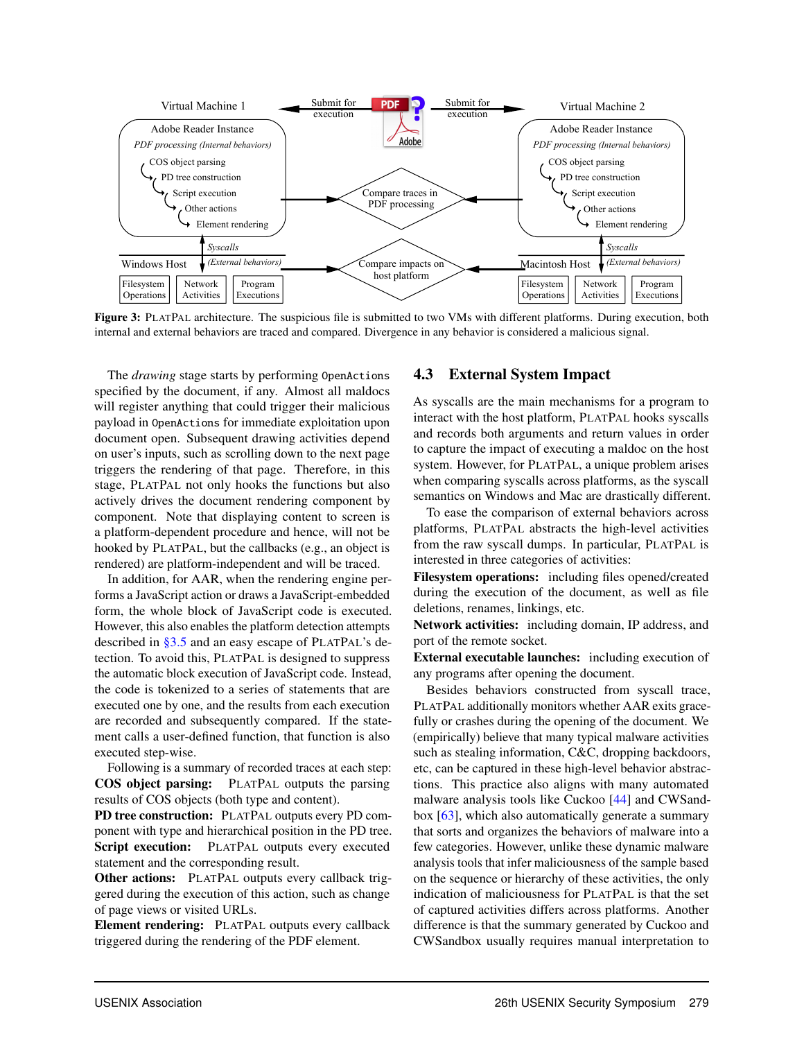Figure 3: PLATPAL architecture. The suspicious file is submitted to two VMs with different platforms. During execution, both internal and external behaviors are traced and compared. Divergence in any behavior is considered a malicious signal.

The *drawing* stage starts by performing `OpenActions` specified by the document, if any. Almost all maldocs will register anything that could trigger their malicious payload in `OpenActions` for immediate exploitation upon document open. Subsequent drawing activities depend on user's inputs, such as scrolling down to the next page triggers the rendering of that page. Therefore, in this stage, PLATPAL not only hooks the functions but also actively drives the document rendering component by component. Note that displaying content to screen is a platform-dependent procedure and hence, will not be hooked by PLATPAL, but the callbacks (e.g., an object is rendered) are platform-independent and will be traced.

In addition, for AAR, when the rendering engine performs a JavaScript action or draws a JavaScript-embedded form, the whole block of JavaScript code is executed. However, this also enables the platform detection attempts described in §3.5 and an easy escape of PLATPAL's detection. To avoid this, PLATPAL is designed to suppress the automatic block execution of JavaScript code. Instead, the code is tokenized to a series of statements that are executed one by one, and the results from each execution are recorded and subsequently compared. If the statement calls a user-defined function, that function is also executed step-wise.

Following is a summary of recorded traces at each step:

**COS object parsing:** PLATPAL outputs the parsing results of COS objects (both type and content).

**PD tree construction:** PLATPAL outputs every PD component with type and hierarchical position in the PD tree.

**Script execution:** PLATPAL outputs every executed statement and the corresponding result.

**Other actions:** PLATPAL outputs every callback triggered during the execution of this action, such as change of page views or visited URLs.

**Element rendering:** PLATPAL outputs every callback triggered during the rendering of the PDF element.

## 4.3 External System Impact

As syscalls are the main mechanisms for a program to interact with the host platform, PLATPAL hooks syscalls and records both arguments and return values in order to capture the impact of executing a maldoc on the host system. However, for PLATPAL, a unique problem arises when comparing syscalls across platforms, as the syscall semantics on Windows and Mac are drastically different.

To ease the comparison of external behaviors across platforms, PLATPAL abstracts the high-level activities from the raw syscall dumps. In particular, PLATPAL is interested in three categories of activities:

**Filesystem operations:** including files opened/created during the execution of the document, as well as file deletions, renames, linkings, etc.

**Network activities:** including domain, IP address, and port of the remote socket.

**External executable launches:** including execution of any programs after opening the document.

Besides behaviors constructed from syscall trace, PLATPAL additionally monitors whether AAR exits gracefully or crashes during the opening of the document. We (empirically) believe that many typical malware activities such as stealing information, C&C, dropping backdoors, etc, can be captured in these high-level behavior abstractions. This practice also aligns with many automated malware analysis tools like Cuckoo [44] and CWSandbox [63], which also automatically generate a summary that sorts and organizes the behaviors of malware into a few categories. However, unlike these dynamic malware analysis tools that infer maliciousness of the sample based on the sequence or hierarchy of these activities, the only indication of maliciousness for PLATPAL is that the set of captured activities differs across platforms. Another difference is that the summary generated by Cuckoo and CWSandbox usually requires manual interpretation to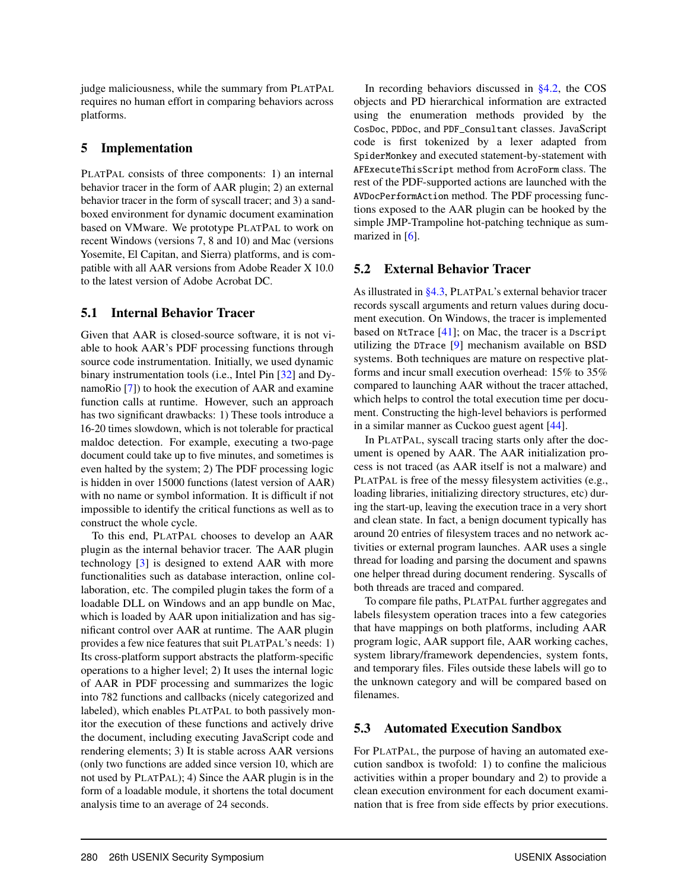judge maliciousness, while the summary from PLATPAL requires no human effort in comparing behaviors across platforms.

## 5 Implementation

PLATPAL consists of three components: 1) an internal behavior tracer in the form of AAR plugin; 2) an external behavior tracer in the form of syscall tracer; and 3) a sandboxed environment for dynamic document examination based on VMware. We prototype PLATPAL to work on recent Windows (versions 7, 8 and 10) and Mac (versions Yosemite, El Capitan, and Sierra) platforms, and is compatible with all AAR versions from Adobe Reader X 10.0 to the latest version of Adobe Acrobat DC.

### 5.1 Internal Behavior Tracer

Given that AAR is closed-source software, it is not viable to hook AAR's PDF processing functions through source code instrumentation. Initially, we used dynamic binary instrumentation tools (i.e., Intel Pin [32] and DynamoRio [7]) to hook the execution of AAR and examine function calls at runtime. However, such an approach has two significant drawbacks: 1) These tools introduce a 16-20 times slowdown, which is not tolerable for practical maldoc detection. For example, executing a two-page document could take up to five minutes, and sometimes is even halted by the system; 2) The PDF processing logic is hidden in over 15000 functions (latest version of AAR) with no name or symbol information. It is difficult if not impossible to identify the critical functions as well as to construct the whole cycle.

To this end, PLATPAL chooses to develop an AAR plugin as the internal behavior tracer. The AAR plugin technology [3] is designed to extend AAR with more functionalities such as database interaction, online collaboration, etc. The compiled plugin takes the form of a loadable DLL on Windows and an app bundle on Mac, which is loaded by AAR upon initialization and has significant control over AAR at runtime. The AAR plugin provides a few nice features that suit PLATPAL's needs: 1) Its cross-platform support abstracts the platform-specific operations to a higher level; 2) It uses the internal logic of AAR in PDF processing and summarizes the logic into 782 functions and callbacks (nicely categorized and labeled), which enables PLATPAL to both passively monitor the execution of these functions and actively drive the document, including executing JavaScript code and rendering elements; 3) It is stable across AAR versions (only two functions are added since version 10, which are not used by PLATPAL); 4) Since the AAR plugin is in the form of a loadable module, it shortens the total document analysis time to an average of 24 seconds.

In recording behaviors discussed in §4.2, the COS objects and PD hierarchical information are extracted using the enumeration methods provided by the `CosDoc`, `PDDoc`, and `PDF_Consultant` classes. JavaScript code is first tokenized by a lexer adapted from `SpiderMonkey` and executed statement-by-statement with `AFExecuteThisScript` method from `AcroForm` class. The rest of the PDF-supported actions are launched with the `AVDocPerformAction` method. The PDF processing functions exposed to the AAR plugin can be hooked by the simple JMP-Trampoline hot-patching technique as summarized in [6].

### 5.2 External Behavior Tracer

As illustrated in §4.3, PLATPAL's external behavior tracer records syscall arguments and return values during document execution. On Windows, the tracer is implemented based on `NtTrace` [41]; on Mac, the tracer is a `Dscript` utilizing the `DTrace` [9] mechanism available on BSD systems. Both techniques are mature on respective platforms and incur small execution overhead: 15% to 35% compared to launching AAR without the tracer attached, which helps to control the total execution time per document. Constructing the high-level behaviors is performed in a similar manner as Cuckoo guest agent [44].

In PLATPAL, syscall tracing starts only after the document is opened by AAR. The AAR initialization process is not traced (as AAR itself is not a malware) and PLATPAL is free of the messy filesystem activities (e.g., loading libraries, initializing directory structures, etc) during the start-up, leaving the execution trace in a very short and clean state. In fact, a benign document typically has around 20 entries of filesystem traces and no network activities or external program launches. AAR uses a single thread for loading and parsing the document and spawns one helper thread during document rendering. Syscalls of both threads are traced and compared.

To compare file paths, PLATPAL further aggregates and labels filesystem operation traces into a few categories that have mappings on both platforms, including AAR program logic, AAR support file, AAR working caches, system library/framework dependencies, system fonts, and temporary files. Files outside these labels will go to the unknown category and will be compared based on filenames.

### 5.3 Automated Execution Sandbox

For PLATPAL, the purpose of having an automated execution sandbox is twofold: 1) to confine the malicious activities within a proper boundary and 2) to provide a clean execution environment for each document examination that is free from side effects by prior executions.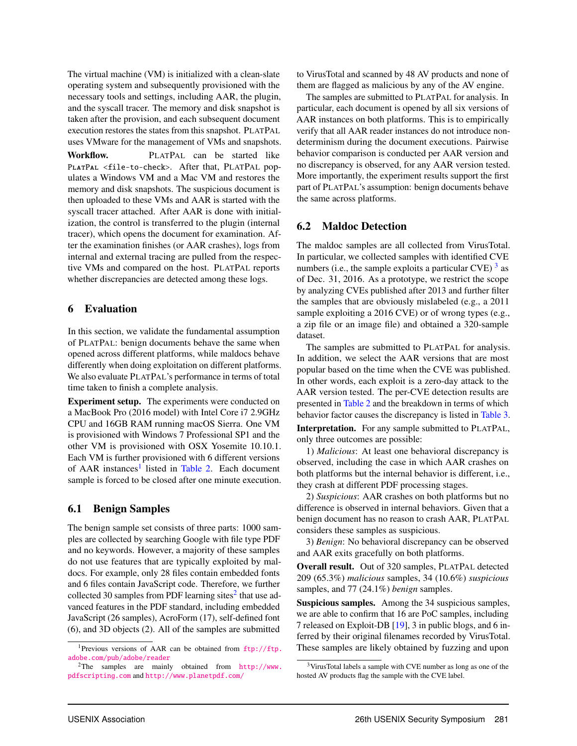The virtual machine (VM) is initialized with a clean-slate operating system and subsequently provisioned with the necessary tools and settings, including AAR, the plugin, and the syscall tracer. The memory and disk snapshot is taken after the provision, and each subsequent document execution restores the states from this snapshot. PLATPAL uses VMware for the management of VMs and snapshots.

**Workflow.** PLATPAL can be started like `PlatPal <file-to-check>`. After that, PLATPAL populates a Windows VM and a Mac VM and restores the memory and disk snapshots. The suspicious document is then uploaded to these VMs and AAR is started with the syscall tracer attached. After AAR is done with initialization, the control is transferred to the plugin (internal tracer), which opens the document for examination. After the examination finishes (or AAR crashes), logs from internal and external tracing are pulled from the respective VMs and compared on the host. PLATPAL reports whether discrepancies are detected among these logs.

## 6 Evaluation

In this section, we validate the fundamental assumption of PLATPAL: benign documents behave the same when opened across different platforms, while maldocs behave differently when doing exploitation on different platforms. We also evaluate PLATPAL's performance in terms of total time taken to finish a complete analysis.

**Experiment setup.** The experiments were conducted on a MacBook Pro (2016 model) with Intel Core i7 2.9GHz CPU and 16GB RAM running macOS Sierra. One VM is provisioned with Windows 7 Professional SP1 and the other VM is provisioned with OSX Yosemite 10.10.1. Each VM is further provisioned with 6 different versions of AAR instances[1] listed in Table 2. Each document sample is forced to be closed after one minute execution.

### 6.1 Benign Samples

The benign sample set consists of three parts: 1000 samples are collected by searching Google with file type PDF and no keywords. However, a majority of these samples do not use features that are typically exploited by maldocs. For example, only 28 files contain embedded fonts and 6 files contain JavaScript code. Therefore, we further collected 30 samples from PDF learning sites[2] that use advanced features in the PDF standard, including embedded JavaScript (26 samples), AcroForm (17), self-defined font (6), and 3D objects (2). All of the samples are submitted to VirusTotal and scanned by 48 AV products and none of them are flagged as malicious by any of the AV engine.

The samples are submitted to PLATPAL for analysis. In particular, each document is opened by all six versions of AAR instances on both platforms. This is to empirically verify that all AAR reader instances do not introduce non-determinism during the document executions. Pairwise behavior comparison is conducted per AAR version and no discrepancy is observed, for any AAR version tested. More importantly, the experiment results support the first part of PLATPAL's assumption: benign documents behave the same across platforms.

### 6.2 Maldoc Detection

The maldoc samples are all collected from VirusTotal. In particular, we collected samples with identified CVE numbers (i.e., the sample exploits a particular CVE) [3] as of Dec. 31, 2016. As a prototype, we restrict the scope by analyzing CVEs published after 2013 and further filter the samples that are obviously mislabeled (e.g., a 2011 sample exploiting a 2016 CVE) or of wrong types (e.g., a zip file or an image file) and obtained a 320-sample dataset.

The samples are submitted to PLATPAL for analysis. In addition, we select the AAR versions that are most popular based on the time when the CVE was published. In other words, each exploit is a zero-day attack to the AAR version tested. The per-CVE detection results are presented in Table 2 and the breakdown in terms of which behavior factor causes the discrepancy is listed in Table 3.

**Interpretation.** For any sample submitted to PLATPAL, only three outcomes are possible:

1) *Malicious*: At least one behavioral discrepancy is observed, including the case in which AAR crashes on both platforms but the internal behavior is different, i.e., they crash at different PDF processing stages.

2) *Suspicious*: AAR crashes on both platforms but no difference is observed in internal behaviors. Given that a benign document has no reason to crash AAR, PLATPAL considers these samples as suspicious.

3) *Benign*: No behavioral discrepancy can be observed and AAR exits gracefully on both platforms.

**Overall result.** Out of 320 samples, PLATPAL detected 209 (65.3%) *malicious* samples, 34 (10.6%) *suspicious* samples, and 77 (24.1%) *benign* samples.

**Suspicious samples.** Among the 34 suspicious samples, we are able to confirm that 16 are PoC samples, including 7 released on Exploit-DB [19], 3 in public blogs, and 6 inferred by their original filenames recorded by VirusTotal. These samples are likely obtained by fuzzing and upon

---

[1] Previous versions of AAR can be obtained from ftp://ftp.adobe.com/pub/adobe/reader

[2] The samples are mainly obtained from http://www.pdfscripting.com and http://www.planetpdf.com/

[3] VirusTotal labels a sample with CVE number as long as one of the hosted AV products flag the sample with the CVE label.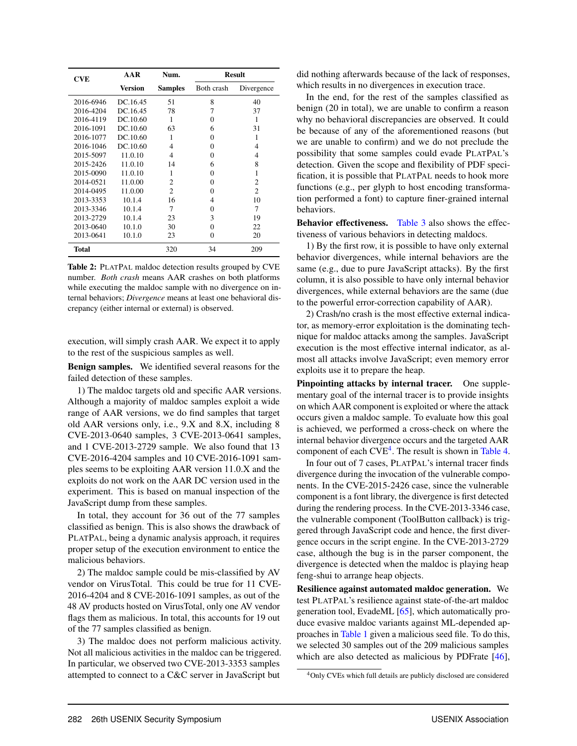| CVE | AAR Version | Num. Samples | Result | |
|---|---|---|---|---|
| | | | Both crash | Divergence |
| 2016-6946 | DC.16.45 | 51 | 8 | 40 |
| 2016-4204 | DC.16.45 | 78 | 7 | 37 |
| 2016-4119 | DC.10.60 | 1 | 0 | 1 |
| 2016-1091 | DC.10.60 | 63 | 6 | 31 |
| 2016-1077 | DC.10.60 | 1 | 0 | 1 |
| 2016-1046 | DC.10.60 | 4 | 0 | 4 |
| 2015-5097 | 11.0.10 | 4 | 0 | 4 |
| 2015-2426 | 11.0.10 | 14 | 6 | 8 |
| 2015-0090 | 11.0.10 | 1 | 0 | 1 |
| 2014-0521 | 11.0.00 | 2 | 0 | 2 |
| 2014-0495 | 11.0.00 | 2 | 0 | 2 |
| 2013-3353 | 10.1.4 | 16 | 4 | 10 |
| 2013-3346 | 10.1.4 | 7 | 0 | 7 |
| 2013-2729 | 10.1.4 | 23 | 3 | 19 |
| 2013-0640 | 10.1.0 | 30 | 0 | 22 |
| 2013-0641 | 10.1.0 | 23 | 0 | 20 |
| **Total** | | 320 | 34 | 209 |

**Table 2:** PLATPAL maldoc detection results grouped by CVE number. *Both crash* means AAR crashes on both platforms while executing the maldoc sample with no divergence on internal behaviors; *Divergence* means at least one behavioral discrepancy (either internal or external) is observed.

execution, will simply crash AAR. We expect it to apply to the rest of the suspicious samples as well.

**Benign samples.** We identified several reasons for the failed detection of these samples.

1) The maldoc targets old and specific AAR versions. Although a majority of maldoc samples exploit a wide range of AAR versions, we do find samples that target old AAR versions only, i.e., 9.X and 8.X, including 8 CVE-2013-0640 samples, 3 CVE-2013-0641 samples, and 1 CVE-2013-2729 sample. We also found that 13 CVE-2016-4204 samples and 10 CVE-2016-1091 samples seems to be exploiting AAR version 11.0.X and the exploits do not work on the AAR DC version used in the experiment. This is based on manual inspection of the JavaScript dump from these samples.

In total, they account for 36 out of the 77 samples classified as benign. This is also shows the drawback of PLATPAL, being a dynamic analysis approach, it requires proper setup of the execution environment to entice the malicious behaviors.

2) The maldoc sample could be mis-classified by AV vendor on VirusTotal. This could be true for 11 CVE-2016-4204 and 8 CVE-2016-1091 samples, as out of the 48 AV products hosted on VirusTotal, only one AV vendor flags them as malicious. In total, this accounts for 19 out of the 77 samples classified as benign.

3) The maldoc does not perform malicious activity. Not all malicious activities in the maldoc can be triggered. In particular, we observed two CVE-2013-3353 samples attempted to connect to a C&C server in JavaScript but did nothing afterwards because of the lack of responses, which results in no divergences in execution trace.

In the end, for the rest of the samples classified as benign (20 in total), we are unable to confirm a reason why no behavioral discrepancies are observed. It could be because of any of the aforementioned reasons (but we are unable to confirm) and we do not preclude the possibility that some samples could evade PLATPAL's detection. Given the scope and flexibility of PDF specification, it is possible that PLATPAL needs to hook more functions (e.g., per glyph to host encoding transformation performed a font) to capture finer-grained internal behaviors.

**Behavior effectiveness.** Table 3 also shows the effectiveness of various behaviors in detecting maldocs.

1) By the first row, it is possible to have only external behavior divergences, while internal behaviors are the same (e.g., due to pure JavaScript attacks). By the first column, it is also possible to have only internal behavior divergences, while external behaviors are the same (due to the powerful error-correction capability of AAR).

2) Crash/no crash is the most effective external indicator, as memory-error exploitation is the dominating technique for maldoc attacks among the samples. JavaScript execution is the most effective internal indicator, as almost all attacks involve JavaScript; even memory error exploits use it to prepare the heap.

**Pinpointing attacks by internal tracer.** One supplementary goal of the internal tracer is to provide insights on which AAR component is exploited or where the attack occurs given a maldoc sample. To evaluate how this goal is achieved, we performed a cross-check on where the internal behavior divergence occurs and the targeted AAR component of each CVE[4]. The result is shown in Table 4.

In four out of 7 cases, PLATPAL's internal tracer finds divergence during the invocation of the vulnerable components. In the CVE-2015-2426 case, since the vulnerable component is a font library, the divergence is first detected during the rendering process. In the CVE-2013-3346 case, the vulnerable component (ToolButton callback) is triggered through JavaScript code and hence, the first divergence occurs in the script engine. In the CVE-2013-2729 case, although the bug is in the parser component, the divergence is detected when the maldoc is playing heap feng-shui to arrange heap objects.

**Resilience against automated maldoc generation.** We test PLATPAL's resilience against state-of-the-art maldoc generation tool, EvadeML [65], which automatically produce evasive maldoc variants against ML-depended approaches in Table 1 given a malicious seed file. To do this, we selected 30 samples out of the 209 malicious samples which are also detected as malicious by PDFrate [46],

[4] Only CVEs which full details are publicly disclosed are considered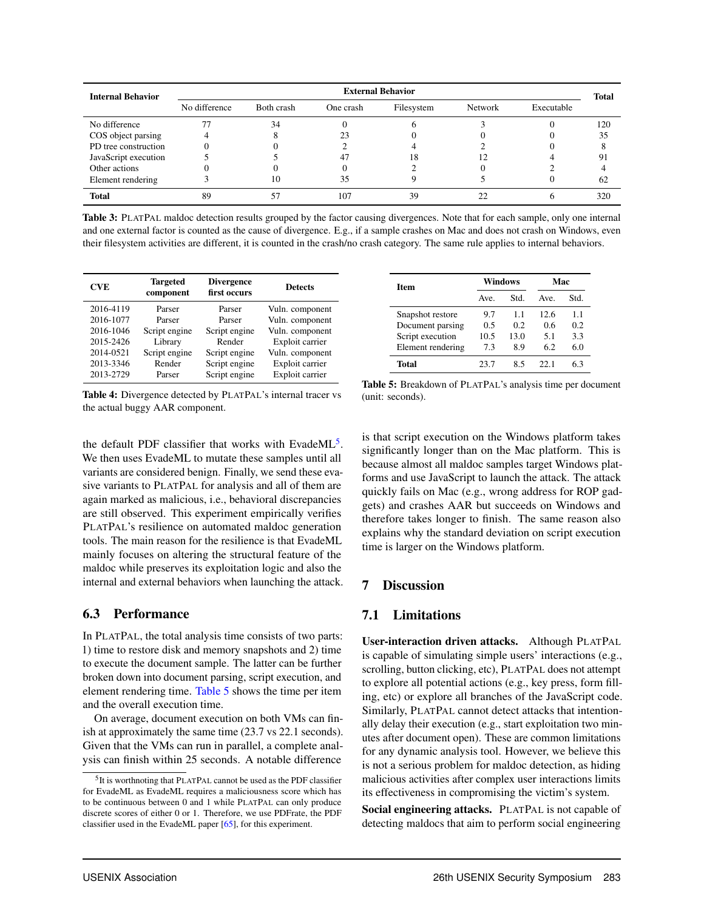| Internal Behavior | External Behavior | | | | | | Total |
|---|---|---|---|---|---|---|---|
| | No difference | Both crash | One crash | Filesystem | Network | Executable | |
| No difference | 77 | 34 | 0 | 6 | 3 | 0 | 120 |
| COS object parsing | 4 | 8 | 23 | 0 | 0 | 0 | 35 |
| PD tree construction | 0 | 0 | 2 | 4 | 2 | 0 | 8 |
| JavaScript execution | 5 | 5 | 47 | 18 | 12 | 4 | 91 |
| Other actions | 0 | 0 | 0 | 2 | 0 | 2 | 4 |
| Element rendering | 3 | 10 | 35 | 9 | 5 | 0 | 62 |
| **Total** | 89 | 57 | 107 | 39 | 22 | 6 | 320 |

**Table 3:** PLATPAL maldoc detection results grouped by the factor causing divergences. Note that for each sample, only one internal and one external factor is counted as the cause of divergence. E.g., if a sample crashes on Mac and does not crash on Windows, even their filesystem activities are different, it is counted in the crash/no crash category. The same rule applies to internal behaviors.

| CVE | Targeted component | Divergence first occurs | Detects |
|---|---|---|---|
| 2016-4119 | Parser | Parser | Vuln. component |
| 2016-1077 | Parser | Parser | Vuln. component |
| 2016-1046 | Script engine | Script engine | Vuln. component |
| 2015-2426 | Library | Render | Exploit carrier |
| 2014-0521 | Script engine | Script engine | Vuln. component |
| 2013-3346 | Render | Script engine | Exploit carrier |
| 2013-2729 | Parser | Script engine | Exploit carrier |

**Table 4:** Divergence detected by PLATPAL's internal tracer vs the actual buggy AAR component.

| Item | Windows | | Mac | |
|---|---|---|---|---|
| | Ave. | Std. | Ave. | Std. |
| Snapshot restore | 9.7 | 1.1 | 12.6 | 1.1 |
| Document parsing | 0.5 | 0.2 | 0.6 | 0.2 |
| Script execution | 10.5 | 13.0 | 5.1 | 3.3 |
| Element rendering | 7.3 | 8.9 | 6.2 | 6.0 |
| **Total** | 23.7 | 8.5 | 22.1 | 6.3 |

**Table 5:** Breakdown of PLATPAL's analysis time per document (unit: seconds).

the default PDF classifier that works with EvadeML[5]. We then uses EvadeML to mutate these samples until all variants are considered benign. Finally, we send these evasive variants to PLATPAL for analysis and all of them are again marked as malicious, i.e., behavioral discrepancies are still observed. This experiment empirically verifies PLATPAL's resilience on automated maldoc generation tools. The main reason for the resilience is that EvadeML mainly focuses on altering the structural feature of the maldoc while preserves its exploitation logic and also the internal and external behaviors when launching the attack.

## 6.3 Performance

In PLATPAL, the total analysis time consists of two parts: 1) time to restore disk and memory snapshots and 2) time to execute the document sample. The latter can be further broken down into document parsing, script execution, and element rendering time. Table 5 shows the time per item and the overall execution time.

On average, document execution on both VMs can finish at approximately the same time (23.7 vs 22.1 seconds). Given that the VMs can run in parallel, a complete analysis can finish within 25 seconds. A notable difference is that script execution on the Windows platform takes significantly longer than on the Mac platform. This is because almost all maldoc samples target Windows platforms and use JavaScript to launch the attack. The attack quickly fails on Mac (e.g., wrong address for ROP gadgets) and crashes AAR but succeeds on Windows and therefore takes longer to finish. The same reason also explains why the standard deviation on script execution time is larger on the Windows platform.

[5] It is worthnoting that PLATPAL cannot be used as the PDF classifier for EvadeML as EvadeML requires a maliciousness score which has to be continuous between 0 and 1 while PLATPAL can only produce discrete scores of either 0 or 1. Therefore, we use PDFrate, the PDF classifier used in the EvadeML paper [65], for this experiment.

# 7 Discussion

## 7.1 Limitations

**User-interaction driven attacks.** Although PLATPAL is capable of simulating simple users' interactions (e.g., scrolling, button clicking, etc), PLATPAL does not attempt to explore all potential actions (e.g., key press, form filling, etc) or explore all branches of the JavaScript code. Similarly, PLATPAL cannot detect attacks that intentionally delay their execution (e.g., start exploitation two minutes after document open). These are common limitations for any dynamic analysis tool. However, we believe this is not a serious problem for maldoc detection, as hiding malicious activities after complex user interactions limits its effectiveness in compromising the victim's system.

**Social engineering attacks.** PLATPAL is not capable of detecting maldocs that aim to perform social engineering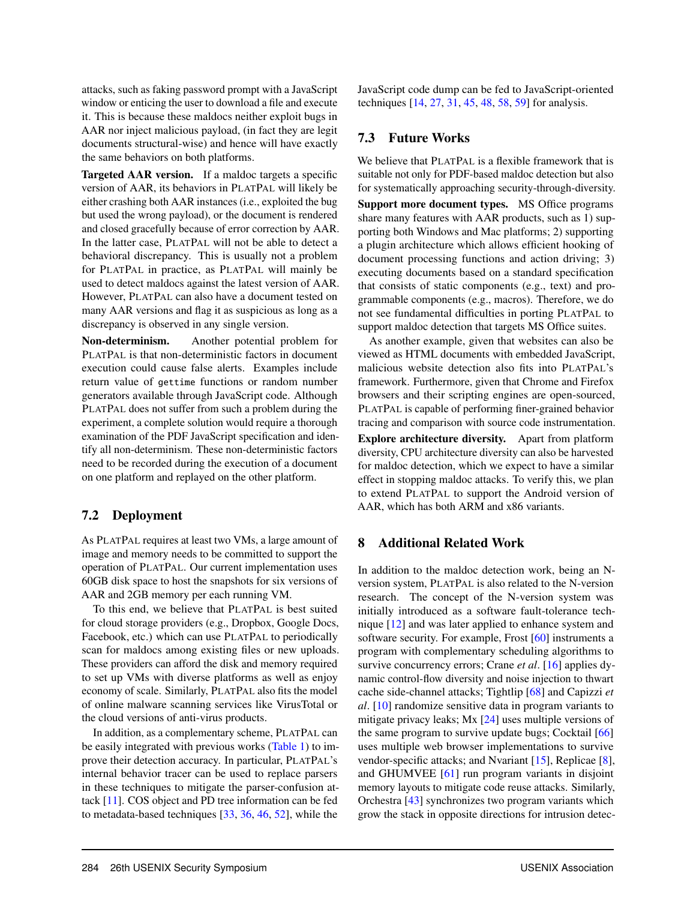attacks, such as faking password prompt with a JavaScript window or enticing the user to download a file and execute it. This is because these maldocs neither exploit bugs in AAR nor inject malicious payload, (in fact they are legit documents structural-wise) and hence will have exactly the same behaviors on both platforms.

**Targeted AAR version.** If a maldoc targets a specific version of AAR, its behaviors in PLATPAL will likely be either crashing both AAR instances (i.e., exploited the bug but used the wrong payload), or the document is rendered and closed gracefully because of error correction by AAR. In the latter case, PLATPAL will not be able to detect a behavioral discrepancy. This is usually not a problem for PLATPAL in practice, as PLATPAL will mainly be used to detect maldocs against the latest version of AAR. However, PLATPAL can also have a document tested on many AAR versions and flag it as suspicious as long as a discrepancy is observed in any single version.

**Non-determinism.** Another potential problem for PLATPAL is that non-deterministic factors in document execution could cause false alerts. Examples include return value of `gettime` functions or random number generators available through JavaScript code. Although PLATPAL does not suffer from such a problem during the experiment, a complete solution would require a thorough examination of the PDF JavaScript specification and identify all non-determinism. These non-deterministic factors need to be recorded during the execution of a document on one platform and replayed on the other platform.

## 7.2 Deployment

As PLATPAL requires at least two VMs, a large amount of image and memory needs to be committed to support the operation of PLATPAL. Our current implementation uses 60GB disk space to host the snapshots for six versions of AAR and 2GB memory per each running VM.

To this end, we believe that PLATPAL is best suited for cloud storage providers (e.g., Dropbox, Google Docs, Facebook, etc.) which can use PLATPAL to periodically scan for maldocs among existing files or new uploads. These providers can afford the disk and memory required to set up VMs with diverse platforms as well as enjoy economy of scale. Similarly, PLATPAL also fits the model of online malware scanning services like VirusTotal or the cloud versions of anti-virus products.

In addition, as a complementary scheme, PLATPAL can be easily integrated with previous works (Table 1) to improve their detection accuracy. In particular, PLATPAL's internal behavior tracer can be used to replace parsers in these techniques to mitigate the parser-confusion attack [11]. COS object and PD tree information can be fed to metadata-based techniques [33, 36, 46, 52], while the JavaScript code dump can be fed to JavaScript-oriented techniques [14, 27, 31, 45, 48, 58, 59] for analysis.

## 7.3 Future Works

We believe that PLATPAL is a flexible framework that is suitable not only for PDF-based maldoc detection but also for systematically approaching security-through-diversity.

**Support more document types.** MS Office programs share many features with AAR products, such as 1) supporting both Windows and Mac platforms; 2) supporting a plugin architecture which allows efficient hooking of document processing functions and action driving; 3) executing documents based on a standard specification that consists of static components (e.g., text) and programmable components (e.g., macros). Therefore, we do not see fundamental difficulties in porting PLATPAL to support maldoc detection that targets MS Office suites.

As another example, given that websites can also be viewed as HTML documents with embedded JavaScript, malicious website detection also fits into PLATPAL's framework. Furthermore, given that Chrome and Firefox browsers and their scripting engines are open-sourced, PLATPAL is capable of performing finer-grained behavior tracing and comparison with source code instrumentation.

**Explore architecture diversity.** Apart from platform diversity, CPU architecture diversity can also be harvested for maldoc detection, which we expect to have a similar effect in stopping maldoc attacks. To verify this, we plan to extend PLATPAL to support the Android version of AAR, which has both ARM and x86 variants.

# 8 Additional Related Work

In addition to the maldoc detection work, being an N-version system, PLATPAL is also related to the N-version research. The concept of the N-version system was initially introduced as a software fault-tolerance technique [12] and was later applied to enhance system and software security. For example, Frost [60] instruments a program with complementary scheduling algorithms to survive concurrency errors; Crane *et al*. [16] applies dynamic control-flow diversity and noise injection to thwart cache side-channel attacks; Tightlip [68] and Capizzi *et al*. [10] randomize sensitive data in program variants to mitigate privacy leaks; Mx [24] uses multiple versions of the same program to survive update bugs; Cocktail [66] uses multiple web browser implementations to survive vendor-specific attacks; and Nvariant [15], Replicae [8], and GHUMVEE [61] run program variants in disjoint memory layouts to mitigate code reuse attacks. Similarly, Orchestra [43] synchronizes two program variants which grow the stack in opposite directions for intrusion detec-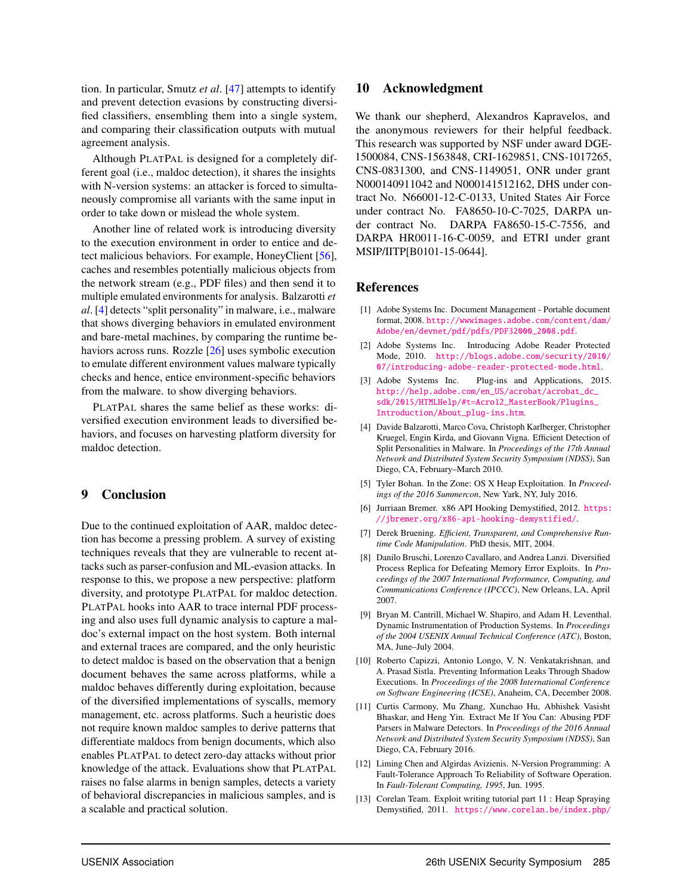tion. In particular, Smutz *et al*. [47] attempts to identify and prevent detection evasions by constructing diversified classifiers, ensembling them into a single system, and comparing their classification outputs with mutual agreement analysis.

Although PLATPAL is designed for a completely different goal (i.e., maldoc detection), it shares the insights with N-version systems: an attacker is forced to simultaneously compromise all variants with the same input in order to take down or mislead the whole system.

Another line of related work is introducing diversity to the execution environment in order to entice and detect malicious behaviors. For example, HoneyClient [56], caches and resembles potentially malicious objects from the network stream (e.g., PDF files) and then send it to multiple emulated environments for analysis. Balzarotti *et al*. [4] detects "split personality" in malware, i.e., malware that shows diverging behaviors in emulated environment and bare-metal machines, by comparing the runtime behaviors across runs. Rozzle [26] uses symbolic execution to emulate different environment values malware typically checks and hence, entice environment-specific behaviors from the malware. to show diverging behaviors.

PLATPAL shares the same belief as these works: diversified execution environment leads to diversified behaviors, and focuses on harvesting platform diversity for maldoc detection.

## 9 Conclusion

Due to the continued exploitation of AAR, maldoc detection has become a pressing problem. A survey of existing techniques reveals that they are vulnerable to recent attacks such as parser-confusion and ML-evasion attacks. In response to this, we propose a new perspective: platform diversity, and prototype PLATPAL for maldoc detection. PLATPAL hooks into AAR to trace internal PDF processing and also uses full dynamic analysis to capture a maldoc's external impact on the host system. Both internal and external traces are compared, and the only heuristic to detect maldoc is based on the observation that a benign document behaves the same across platforms, while a maldoc behaves differently during exploitation, because of the diversified implementations of syscalls, memory management, etc. across platforms. Such a heuristic does not require known maldoc samples to derive patterns that differentiate maldocs from benign documents, which also enables PLATPAL to detect zero-day attacks without prior knowledge of the attack. Evaluations show that PLATPAL raises no false alarms in benign samples, detects a variety of behavioral discrepancies in malicious samples, and is a scalable and practical solution.

## 10 Acknowledgment

We thank our shepherd, Alexandros Kapravelos, and the anonymous reviewers for their helpful feedback. This research was supported by NSF under award DGE-1500084, CNS-1563848, CRI-1629851, CNS-1017265, CNS-0831300, and CNS-1149051, ONR under grant N000140911042 and N000141512162, DHS under contract No. N66001-12-C-0133, United States Air Force under contract No. FA8650-10-C-7025, DARPA under contract No. DARPA FA8650-15-C-7556, and DARPA HR0011-16-C-0059, and ETRI under grant MSIP/IITP[B0101-15-0644].

## References

[1] Adobe Systems Inc. Document Management - Portable document format, 2008. http://wwwimages.adobe.com/content/dam/Adobe/en/devnet/pdf/pdfs/PDF32000_2008.pdf.

[2] Adobe Systems Inc. Introducing Adobe Reader Protected Mode, 2010. http://blogs.adobe.com/security/2010/07/introducing-adobe-reader-protected-mode.html.

[3] Adobe Systems Inc. Plug-ins and Applications, 2015. http://help.adobe.com/en_US/acrobat/acrobat_dc_sdk/2015/HTMLHelp/#t=Acro12_MasterBook/Plugins_Introduction/About_plug-ins.htm.

[4] Davide Balzarotti, Marco Cova, Christoph Karlberger, Christopher Kruegel, Engin Kirda, and Giovann Vigna. Efficient Detection of Split Personalities in Malware. In *Proceedings of the 17th Annual Network and Distributed System Security Symposium (NDSS)*, San Diego, CA, February–March 2010.

[5] Tyler Bohan. In the Zone: OS X Heap Exploitation. In *Proceedings of the 2016 Summercon*, New Yark, NY, July 2016.

[6] Jurriaan Bremer. x86 API Hooking Demystified, 2012. https://jbremer.org/x86-api-hooking-demystified/.

[7] Derek Bruening. *Efficient, Transparent, and Comprehensive Runtime Code Manipulation*. PhD thesis, MIT, 2004.

[8] Danilo Bruschi, Lorenzo Cavallaro, and Andrea Lanzi. Diversified Process Replica for Defeating Memory Error Exploits. In *Proceedings of the 2007 International Performance, Computing, and Communications Conference (IPCCC)*, New Orleans, LA, April 2007.

[9] Bryan M. Cantrill, Michael W. Shapiro, and Adam H. Leventhal. Dynamic Instrumentation of Production Systems. In *Proceedings of the 2004 USENIX Annual Technical Conference (ATC)*, Boston, MA, June–July 2004.

[10] Roberto Capizzi, Antonio Longo, V. N. Venkatakrishnan, and A. Prasad Sistla. Preventing Information Leaks Through Shadow Executions. In *Proceedings of the 2008 International Conference on Software Engineering (ICSE)*, Anaheim, CA, December 2008.

[11] Curtis Carmony, Mu Zhang, Xunchao Hu, Abhishek Vasisht Bhaskar, and Heng Yin. Extract Me If You Can: Abusing PDF Parsers in Malware Detectors. In *Proceedings of the 2016 Annual Network and Distributed System Security Symposium (NDSS)*, San Diego, CA, February 2016.

[12] Liming Chen and Algirdas Avizienis. N-Version Programming: A Fault-Tolerance Approach To Reliability of Software Operation. In *Fault-Tolerant Computing, 1995*, Jun. 1995.

[13] Corelan Team. Exploit writing tutorial part 11 : Heap Spraying Demystified, 2011. https://www.corelan.be/index.php/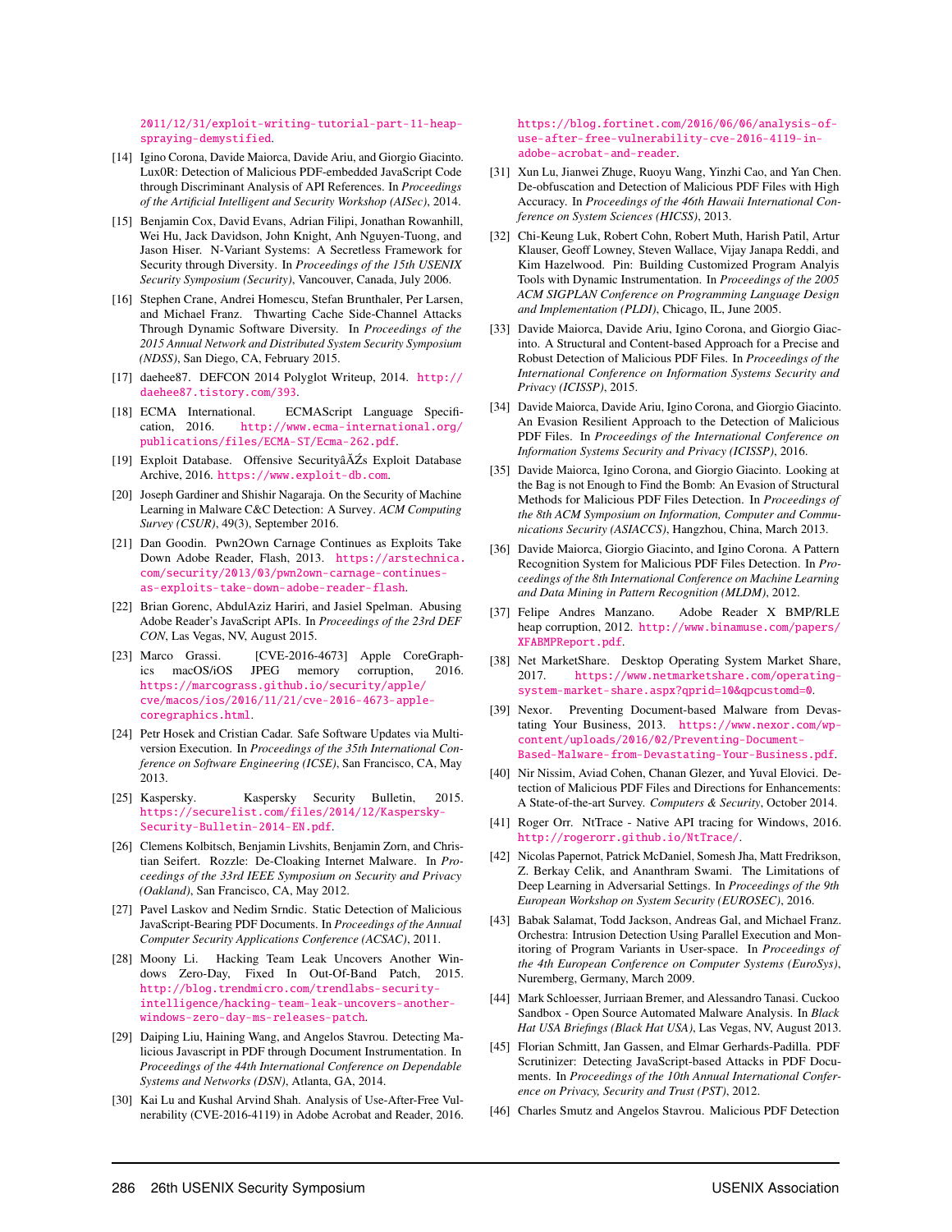2011/12/31/exploit-writing-tutorial-part-11-heap-spraying-demystified.

[14] Igino Corona, Davide Maiorca, Davide Ariu, and Giorgio Giacinto. Lux0R: Detection of Malicious PDF-embedded JavaScript Code through Discriminant Analysis of API References. In *Proceedings of the Artificial Intelligent and Security Workshop (AISec)*, 2014.

[15] Benjamin Cox, David Evans, Adrian Filipi, Jonathan Rowanhill, Wei Hu, Jack Davidson, John Knight, Anh Nguyen-Tuong, and Jason Hiser. N-Variant Systems: A Secretless Framework for Security through Diversity. In *Proceedings of the 15th USENIX Security Symposium (Security)*, Vancouver, Canada, July 2006.

[16] Stephen Crane, Andrei Homescu, Stefan Brunthaler, Per Larsen, and Michael Franz. Thwarting Cache Side-Channel Attacks Through Dynamic Software Diversity. In *Proceedings of the 2015 Annual Network and Distributed System Security Symposium (NDSS)*, San Diego, CA, February 2015.

[17] daehee87. DEFCON 2014 Polyglot Writeup, 2014. http://daehee87.tistory.com/393.

[18] ECMA International. ECMAScript Language Specification, 2016. http://www.ecma-international.org/publications/files/ECMA-ST/Ecma-262.pdf.

[19] Exploit Database. Offensive Securityâ ĂŹs Exploit Database Archive, 2016. https://www.exploit-db.com.

[20] Joseph Gardiner and Shishir Nagaraja. On the Security of Machine Learning in Malware C&C Detection: A Survey. *ACM Computing Survey (CSUR)*, 49(3), September 2016.

[21] Dan Goodin. Pwn2Own Carnage Continues as Exploits Take Down Adobe Reader, Flash, 2013. https://arstechnica.com/security/2013/03/pwn2own-carnage-continues-as-exploits-take-down-adobe-reader-flash.

[22] Brian Gorenc, AbdulAziz Hariri, and Jasiel Spelman. Abusing Adobe Reader's JavaScript APIs. In *Proceedings of the 23rd DEF CON*, Las Vegas, NV, August 2015.

[23] Marco Grassi. [CVE-2016-4673] Apple CoreGraphics macOS/iOS JPEG memory corruption, 2016. https://marcograss.github.io/security/apple/cve/macos/ios/2016/11/21/cve-2016-4673-apple-coregraphics.html.

[24] Petr Hosek and Cristian Cadar. Safe Software Updates via Multi-version Execution. In *Proceedings of the 35th International Conference on Software Engineering (ICSE)*, San Francisco, CA, May 2013.

[25] Kaspersky. Kaspersky Security Bulletin, 2015. https://securelist.com/files/2014/12/Kaspersky-Security-Bulletin-2014-EN.pdf.

[26] Clemens Kolbitsch, Benjamin Livshits, Benjamin Zorn, and Christian Seifert. Rozzle: De-Cloaking Internet Malware. In *Proceedings of the 33rd IEEE Symposium on Security and Privacy (Oakland)*, San Francisco, CA, May 2012.

[27] Pavel Laskov and Nedim Srndic. Static Detection of Malicious JavaScript-Bearing PDF Documents. In *Proceedings of the Annual Computer Security Applications Conference (ACSAC)*, 2011.

[28] Moony Li. Hacking Team Leak Uncovers Another Windows Zero-Day, Fixed In Out-Of-Band Patch, 2015. http://blog.trendmicro.com/trendlabs-security-intelligence/hacking-team-leak-uncovers-another-windows-zero-day-ms-releases-patch.

[29] Daiping Liu, Haining Wang, and Angelos Stavrou. Detecting Malicious Javascript in PDF through Document Instrumentation. In *Proceedings of the 44th International Conference on Dependable Systems and Networks (DSN)*, Atlanta, GA, 2014.

[30] Kai Lu and Kushal Arvind Shah. Analysis of Use-After-Free Vulnerability (CVE-2016-4119) in Adobe Acrobat and Reader, 2016. https://blog.fortinet.com/2016/06/06/analysis-of-use-after-free-vulnerability-cve-2016-4119-in-adobe-acrobat-and-reader.

[31] Xun Lu, Jianwei Zhuge, Ruoyu Wang, Yinzhi Cao, and Yan Chen. De-obfuscation and Detection of Malicious PDF Files with High Accuracy. In *Proceedings of the 46th Hawaii International Conference on System Sciences (HICSS)*, 2013.

[32] Chi-Keung Luk, Robert Cohn, Robert Muth, Harish Patil, Artur Klauser, Geoff Lowney, Steven Wallace, Vijay Janapa Reddi, and Kim Hazelwood. Pin: Building Customized Program Analyis Tools with Dynamic Instrumentation. In *Proceedings of the 2005 ACM SIGPLAN Conference on Programming Language Design and Implementation (PLDI)*, Chicago, IL, June 2005.

[33] Davide Maiorca, Davide Ariu, Igino Corona, and Giorgio Giacinto. A Structural and Content-based Approach for a Precise and Robust Detection of Malicious PDF Files. In *Proceedings of the International Conference on Information Systems Security and Privacy (ICISSP)*, 2015.

[34] Davide Maiorca, Davide Ariu, Igino Corona, and Giorgio Giacinto. An Evasion Resilient Approach to the Detection of Malicious PDF Files. In *Proceedings of the International Conference on Information Systems Security and Privacy (ICISSP)*, 2016.

[35] Davide Maiorca, Igino Corona, and Giorgio Giacinto. Looking at the Bag is not Enough to Find the Bomb: An Evasion of Structural Methods for Malicious PDF Files Detection. In *Proceedings of the 8th ACM Symposium on Information, Computer and Communications Security (ASIACCS)*, Hangzhou, China, March 2013.

[36] Davide Maiorca, Giorgio Giacinto, and Igino Corona. A Pattern Recognition System for Malicious PDF Files Detection. In *Proceedings of the 8th International Conference on Machine Learning and Data Mining in Pattern Recognition (MLDM)*, 2012.

[37] Felipe Andres Manzano. Adobe Reader X BMP/RLE heap corruption, 2012. http://www.binamuse.com/papers/XFABMPReport.pdf.

[38] Net MarketShare. Desktop Operating System Market Share, 2017. https://www.netmarketshare.com/operating-system-market-share.aspx?qprid=10&qpcustomd=0.

[39] Nexor. Preventing Document-based Malware from Devastating Your Business, 2013. https://www.nexor.com/wp-content/uploads/2016/02/Preventing-Document-Based-Malware-from-Devastating-Your-Business.pdf.

[40] Nir Nissim, Aviad Cohen, Chanan Glezer, and Yuval Elovici. Detection of Malicious PDF Files and Directions for Enhancements: A State-of-the-art Survey. *Computers & Security*, October 2014.

[41] Roger Orr. NtTrace - Native API tracing for Windows, 2016. http://rogerorr.github.io/NtTrace/.

[42] Nicolas Papernot, Patrick McDaniel, Somesh Jha, Matt Fredrikson, Z. Berkay Celik, and Ananthram Swami. The Limitations of Deep Learning in Adversarial Settings. In *Proceedings of the 9th European Workshop on System Security (EUROSEC)*, 2016.

[43] Babak Salamat, Todd Jackson, Andreas Gal, and Michael Franz. Orchestra: Intrusion Detection Using Parallel Execution and Monitoring of Program Variants in User-space. In *Proceedings of the 4th European Conference on Computer Systems (EuroSys)*, Nuremberg, Germany, March 2009.

[44] Mark Schloesser, Jurriaan Bremer, and Alessandro Tanasi. Cuckoo Sandbox - Open Source Automated Malware Analysis. In *Black Hat USA Briefings (Black Hat USA)*, Las Vegas, NV, August 2013.

[45] Florian Schmitt, Jan Gassen, and Elmar Gerhards-Padilla. PDF Scrutinizer: Detecting JavaScript-based Attacks in PDF Documents. In *Proceedings of the 10th Annual International Conference on Privacy, Security and Trust (PST)*, 2012.

[46] Charles Smutz and Angelos Stavrou. Malicious PDF Detection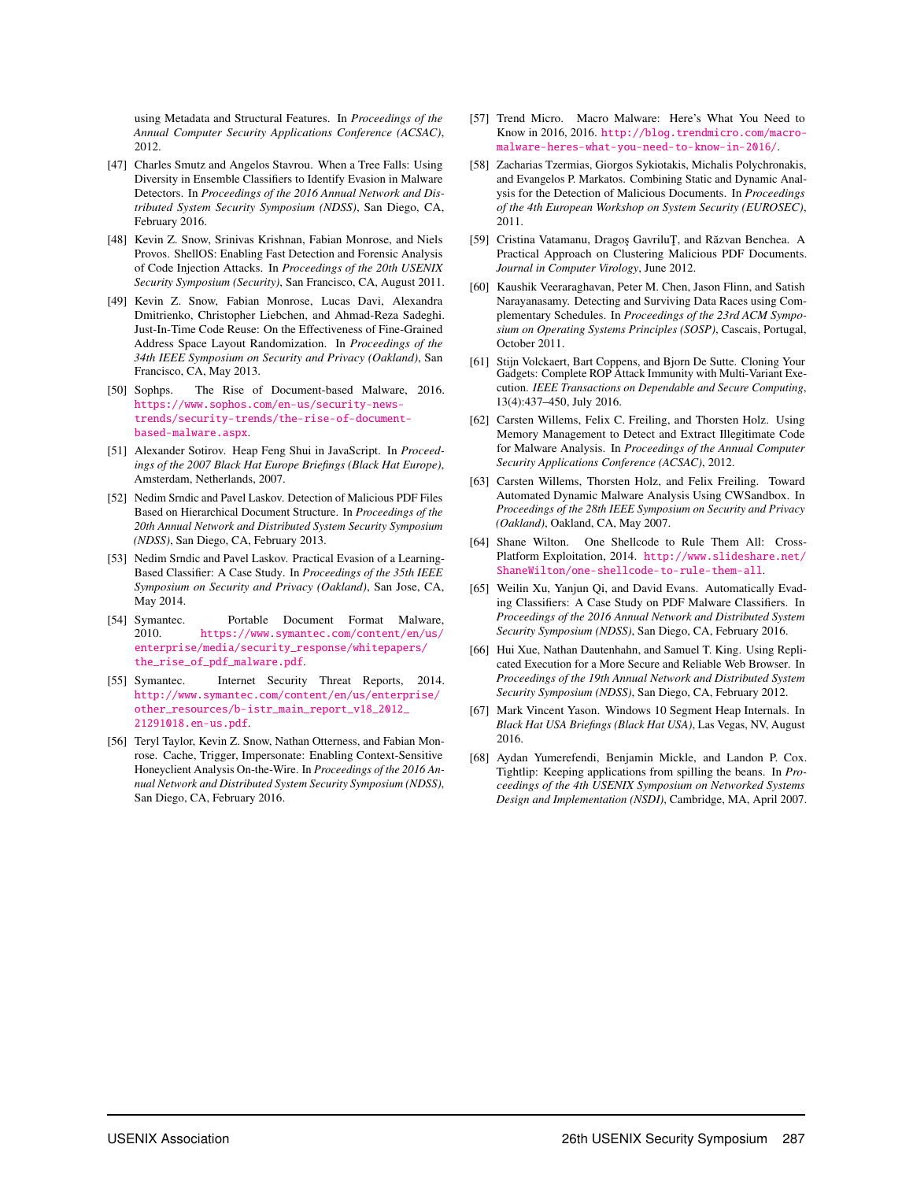using Metadata and Structural Features. In *Proceedings of the Annual Computer Security Applications Conference (ACSAC)*, 2012.

[47] Charles Smutz and Angelos Stavrou. When a Tree Falls: Using Diversity in Ensemble Classifiers to Identify Evasion in Malware Detectors. In *Proceedings of the 2016 Annual Network and Distributed System Security Symposium (NDSS)*, San Diego, CA, February 2016.

[48] Kevin Z. Snow, Srinivas Krishnan, Fabian Monrose, and Niels Provos. ShellOS: Enabling Fast Detection and Forensic Analysis of Code Injection Attacks. In *Proceedings of the 20th USENIX Security Symposium (Security)*, San Francisco, CA, August 2011.

[49] Kevin Z. Snow, Fabian Monrose, Lucas Davi, Alexandra Dmitrienko, Christopher Liebchen, and Ahmad-Reza Sadeghi. Just-In-Time Code Reuse: On the Effectiveness of Fine-Grained Address Space Layout Randomization. In *Proceedings of the 34th IEEE Symposium on Security and Privacy (Oakland)*, San Francisco, CA, May 2013.

[50] Sophps. The Rise of Document-based Malware, 2016. https://www.sophos.com/en-us/security-news-trends/security-trends/the-rise-of-document-based-malware.aspx.

[51] Alexander Sotirov. Heap Feng Shui in JavaScript. In *Proceedings of the 2007 Black Hat Europe Briefings (Black Hat Europe)*, Amsterdam, Netherlands, 2007.

[52] Nedim Srndic and Pavel Laskov. Detection of Malicious PDF Files Based on Hierarchical Document Structure. In *Proceedings of the 20th Annual Network and Distributed System Security Symposium (NDSS)*, San Diego, CA, February 2013.

[53] Nedim Srndic and Pavel Laskov. Practical Evasion of a Learning-Based Classifier: A Case Study. In *Proceedings of the 35th IEEE Symposium on Security and Privacy (Oakland)*, San Jose, CA, May 2014.

[54] Symantec. Portable Document Format Malware, 2010. https://www.symantec.com/content/en/us/enterprise/media/security_response/whitepapers/the_rise_of_pdf_malware.pdf.

[55] Symantec. Internet Security Threat Reports, 2014. http://www.symantec.com/content/en/us/enterprise/other_resources/b-istr_main_report_v18_2012_21291018.en-us.pdf.

[56] Teryl Taylor, Kevin Z. Snow, Nathan Otterness, and Fabian Monrose. Cache, Trigger, Impersonate: Enabling Context-Sensitive Honeyclient Analysis On-the-Wire. In *Proceedings of the 2016 Annual Network and Distributed System Security Symposium (NDSS)*, San Diego, CA, February 2016.

[57] Trend Micro. Macro Malware: Here's What You Need to Know in 2016, 2016. http://blog.trendmicro.com/macro-malware-heres-what-you-need-to-know-in-2016/.

[58] Zacharias Tzermias, Giorgos Sykiotakis, Michalis Polychronakis, and Evangelos P. Markatos. Combining Static and Dynamic Analysis for the Detection of Malicious Documents. In *Proceedings of the 4th European Workshop on System Security (EUROSEC)*, 2011.

[59] Cristina Vatamanu, Dragoş GavriluŢ, and Răzvan Benchea. A Practical Approach on Clustering Malicious PDF Documents. *Journal in Computer Virology*, June 2012.

[60] Kaushik Veeraraghavan, Peter M. Chen, Jason Flinn, and Satish Narayanasamy. Detecting and Surviving Data Races using Complementary Schedules. In *Proceedings of the 23rd ACM Symposium on Operating Systems Principles (SOSP)*, Cascais, Portugal, October 2011.

[61] Stijn Volckaert, Bart Coppens, and Bjorn De Sutte. Cloning Your Gadgets: Complete ROP Attack Immunity with Multi-Variant Execution. *IEEE Transactions on Dependable and Secure Computing*, 13(4):437–450, July 2016.

[62] Carsten Willems, Felix C. Freiling, and Thorsten Holz. Using Memory Management to Detect and Extract Illegitimate Code for Malware Analysis. In *Proceedings of the Annual Computer Security Applications Conference (ACSAC)*, 2012.

[63] Carsten Willems, Thorsten Holz, and Felix Freiling. Toward Automated Dynamic Malware Analysis Using CWSandbox. In *Proceedings of the 28th IEEE Symposium on Security and Privacy (Oakland)*, Oakland, CA, May 2007.

[64] Shane Wilton. One Shellcode to Rule Them All: Cross-Platform Exploitation, 2014. http://www.slideshare.net/ShaneWilton/one-shellcode-to-rule-them-all.

[65] Weilin Xu, Yanjun Qi, and David Evans. Automatically Evading Classifiers: A Case Study on PDF Malware Classifiers. In *Proceedings of the 2016 Annual Network and Distributed System Security Symposium (NDSS)*, San Diego, CA, February 2016.

[66] Hui Xue, Nathan Dautenhahn, and Samuel T. King. Using Replicated Execution for a More Secure and Reliable Web Browser. In *Proceedings of the 19th Annual Network and Distributed System Security Symposium (NDSS)*, San Diego, CA, February 2012.

[67] Mark Vincent Yason. Windows 10 Segment Heap Internals. In *Black Hat USA Briefings (Black Hat USA)*, Las Vegas, NV, August 2016.

[68] Aydan Yumerefendi, Benjamin Mickle, and Landon P. Cox. Tightlip: Keeping applications from spilling the beans. In *Proceedings of the 4th USENIX Symposium on Networked Systems Design and Implementation (NSDI)*, Cambridge, MA, April 2007.